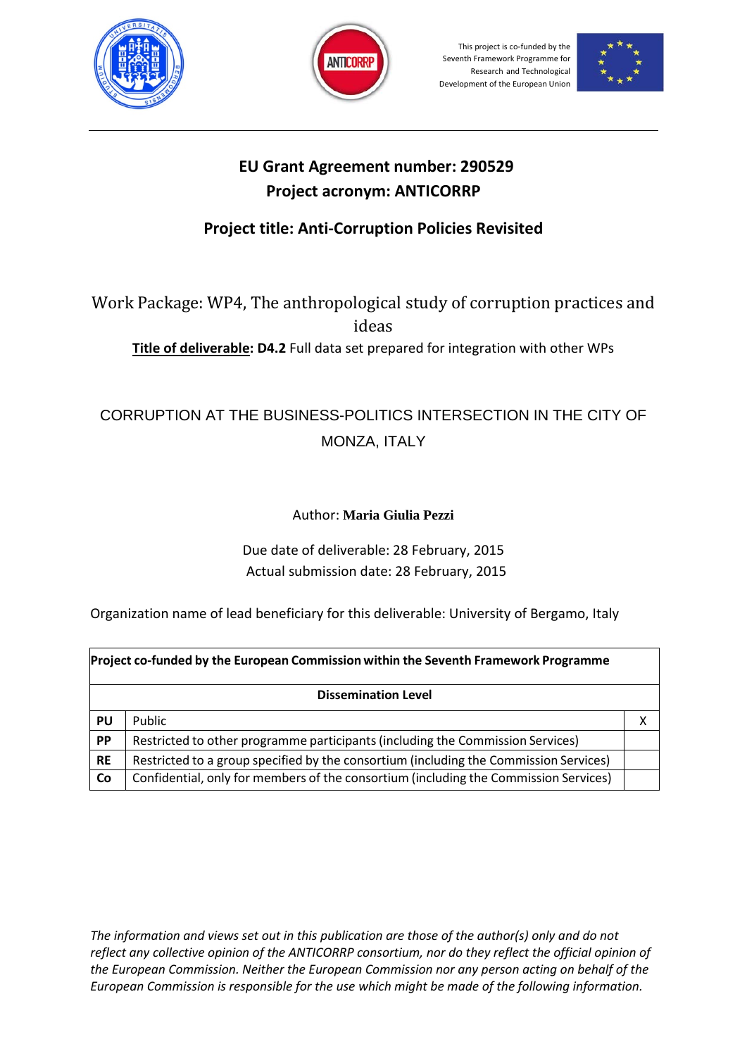This project is co-funded by the Seventh Framework Programme for Research and Technological Development of the European Union

## EU Grant Agreement number: 290529
## Project acronym: ANTICORRP

## Project title: Anti-Corruption Policies Revisited

Work Package: WP4, The anthropological study of corruption practices and ideas

**Title of deliverable: D4.2** Full data set prepared for integration with other WPs

# CORRUPTION AT THE BUSINESS-POLITICS INTERSECTION IN THE CITY OF MONZA, ITALY

Author: **Maria Giulia Pezzi**

Due date of deliverable: 28 February, 2015
Actual submission date: 28 February, 2015

Organization name of lead beneficiary for this deliverable: University of Bergamo, Italy

| **Project co-funded by the European Commission within the Seventh Framework Programme** | | |
|---|---|---|
| **Dissemination Level** | | |
| **PU** | Public | X |
| **PP** | Restricted to other programme participants (including the Commission Services) | |
| **RE** | Restricted to a group specified by the consortium (including the Commission Services) | |
| **Co** | Confidential, only for members of the consortium (including the Commission Services) | |

*The information and views set out in this publication are those of the author(s) only and do not reflect any collective opinion of the ANTICORRP consortium, nor do they reflect the official opinion of the European Commission. Neither the European Commission nor any person acting on behalf of the European Commission is responsible for the use which might be made of the following information.*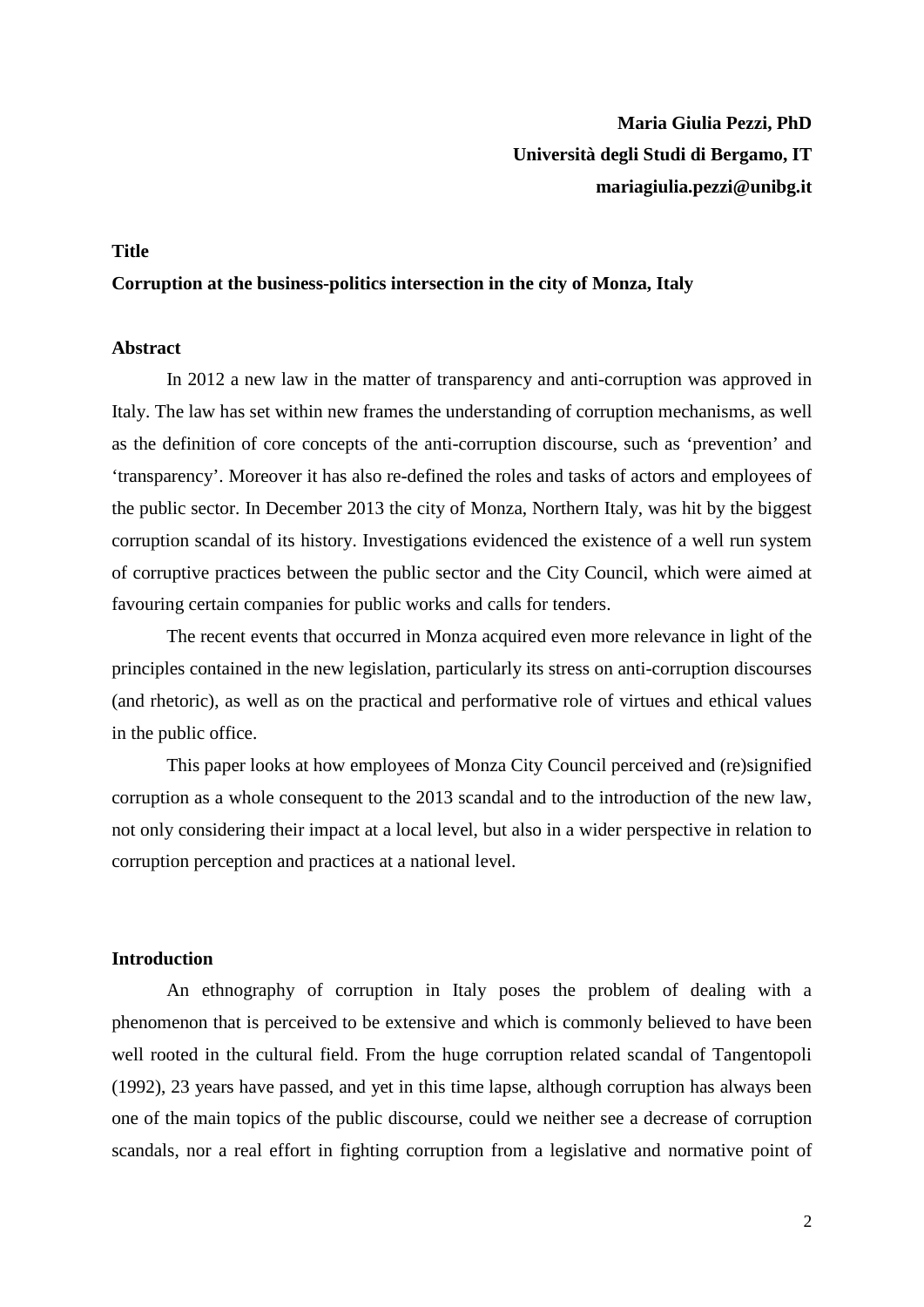**Maria Giulia Pezzi, PhD**
**Università degli Studi di Bergamo, IT**
**mariagiulia.pezzi@unibg.it**

**Title**

**Corruption at the business-politics intersection in the city of Monza, Italy**

**Abstract**

In 2012 a new law in the matter of transparency and anti-corruption was approved in Italy. The law has set within new frames the understanding of corruption mechanisms, as well as the definition of core concepts of the anti-corruption discourse, such as 'prevention' and 'transparency'. Moreover it has also re-defined the roles and tasks of actors and employees of the public sector. In December 2013 the city of Monza, Northern Italy, was hit by the biggest corruption scandal of its history. Investigations evidenced the existence of a well run system of corruptive practices between the public sector and the City Council, which were aimed at favouring certain companies for public works and calls for tenders.

The recent events that occurred in Monza acquired even more relevance in light of the principles contained in the new legislation, particularly its stress on anti-corruption discourses (and rhetoric), as well as on the practical and performative role of virtues and ethical values in the public office.

This paper looks at how employees of Monza City Council perceived and (re)signified corruption as a whole consequent to the 2013 scandal and to the introduction of the new law, not only considering their impact at a local level, but also in a wider perspective in relation to corruption perception and practices at a national level.

**Introduction**

An ethnography of corruption in Italy poses the problem of dealing with a phenomenon that is perceived to be extensive and which is commonly believed to have been well rooted in the cultural field. From the huge corruption related scandal of Tangentopoli (1992), 23 years have passed, and yet in this time lapse, although corruption has always been one of the main topics of the public discourse, could we neither see a decrease of corruption scandals, nor a real effort in fighting corruption from a legislative and normative point of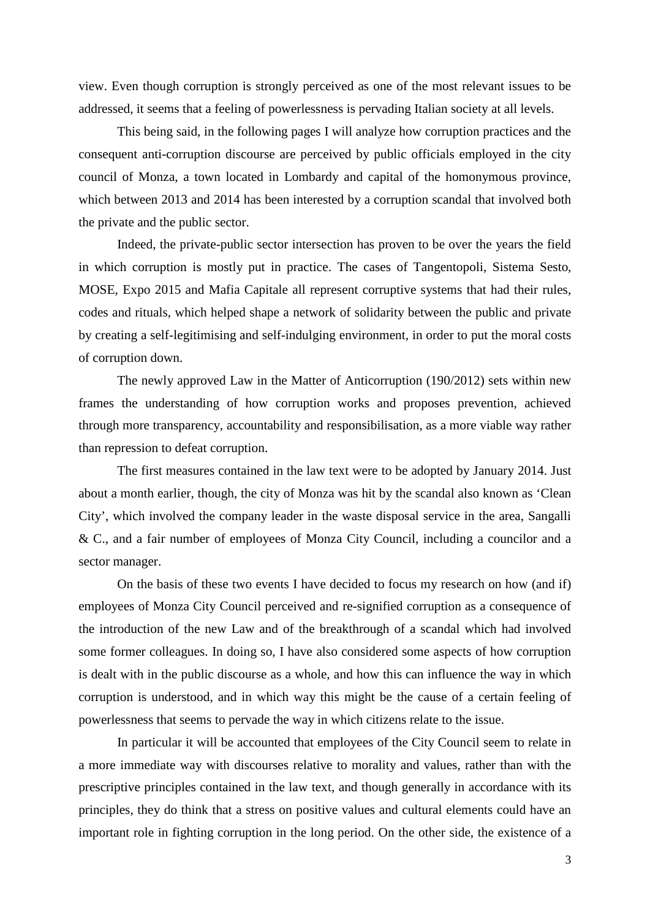view. Even though corruption is strongly perceived as one of the most relevant issues to be addressed, it seems that a feeling of powerlessness is pervading Italian society at all levels.

This being said, in the following pages I will analyze how corruption practices and the consequent anti-corruption discourse are perceived by public officials employed in the city council of Monza, a town located in Lombardy and capital of the homonymous province, which between 2013 and 2014 has been interested by a corruption scandal that involved both the private and the public sector.

Indeed, the private-public sector intersection has proven to be over the years the field in which corruption is mostly put in practice. The cases of Tangentopoli, Sistema Sesto, MOSE, Expo 2015 and Mafia Capitale all represent corruptive systems that had their rules, codes and rituals, which helped shape a network of solidarity between the public and private by creating a self-legitimising and self-indulging environment, in order to put the moral costs of corruption down.

The newly approved Law in the Matter of Anticorruption (190/2012) sets within new frames the understanding of how corruption works and proposes prevention, achieved through more transparency, accountability and responsibilisation, as a more viable way rather than repression to defeat corruption.

The first measures contained in the law text were to be adopted by January 2014. Just about a month earlier, though, the city of Monza was hit by the scandal also known as 'Clean City', which involved the company leader in the waste disposal service in the area, Sangalli & C., and a fair number of employees of Monza City Council, including a councilor and a sector manager.

On the basis of these two events I have decided to focus my research on how (and if) employees of Monza City Council perceived and re-signified corruption as a consequence of the introduction of the new Law and of the breakthrough of a scandal which had involved some former colleagues. In doing so, I have also considered some aspects of how corruption is dealt with in the public discourse as a whole, and how this can influence the way in which corruption is understood, and in which way this might be the cause of a certain feeling of powerlessness that seems to pervade the way in which citizens relate to the issue.

In particular it will be accounted that employees of the City Council seem to relate in a more immediate way with discourses relative to morality and values, rather than with the prescriptive principles contained in the law text, and though generally in accordance with its principles, they do think that a stress on positive values and cultural elements could have an important role in fighting corruption in the long period. On the other side, the existence of a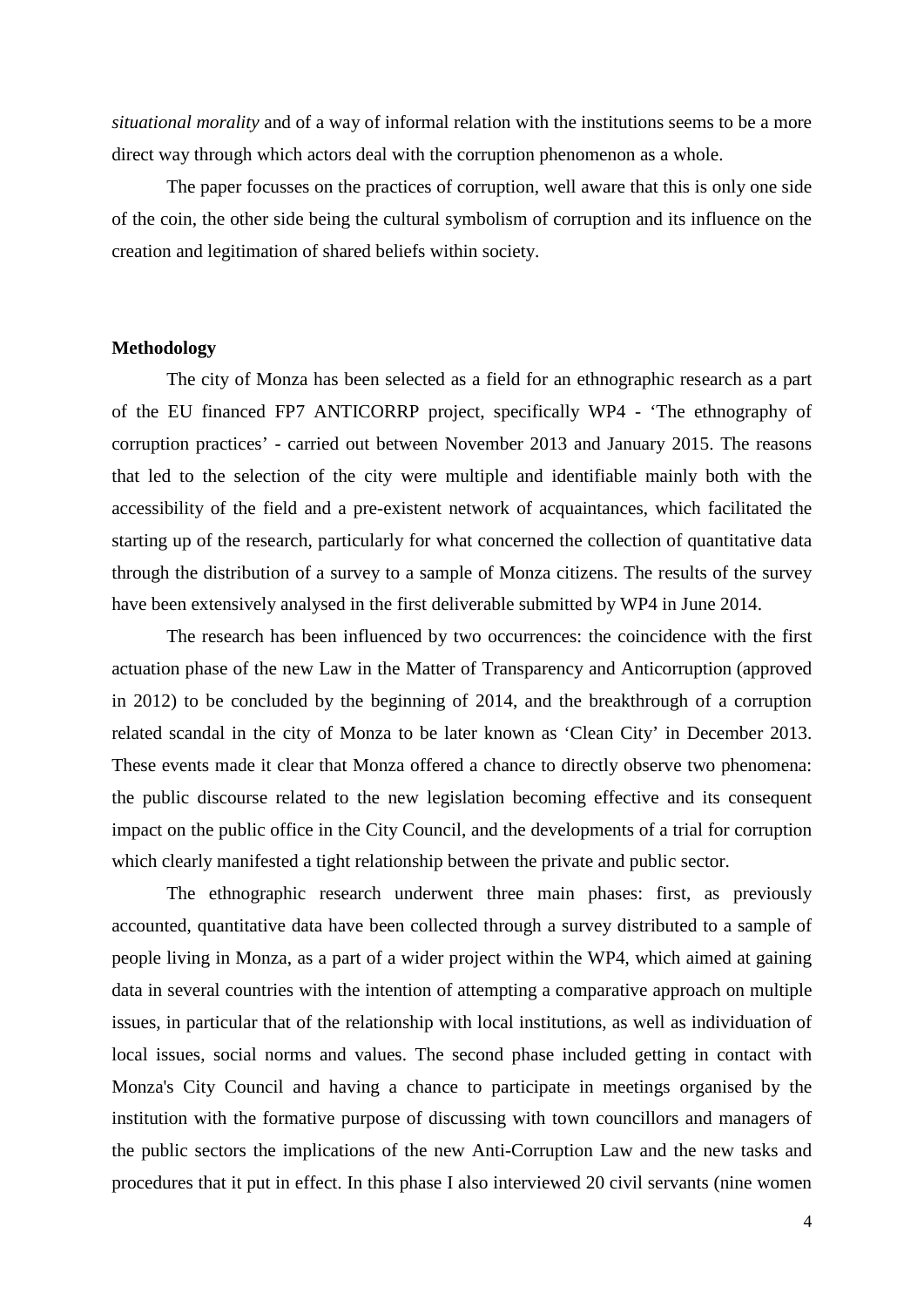*situational morality* and of a way of informal relation with the institutions seems to be a more direct way through which actors deal with the corruption phenomenon as a whole.

The paper focusses on the practices of corruption, well aware that this is only one side of the coin, the other side being the cultural symbolism of corruption and its influence on the creation and legitimation of shared beliefs within society.

## Methodology

The city of Monza has been selected as a field for an ethnographic research as a part of the EU financed FP7 ANTICORRP project, specifically WP4 - 'The ethnography of corruption practices' - carried out between November 2013 and January 2015. The reasons that led to the selection of the city were multiple and identifiable mainly both with the accessibility of the field and a pre-existent network of acquaintances, which facilitated the starting up of the research, particularly for what concerned the collection of quantitative data through the distribution of a survey to a sample of Monza citizens. The results of the survey have been extensively analysed in the first deliverable submitted by WP4 in June 2014.

The research has been influenced by two occurrences: the coincidence with the first actuation phase of the new Law in the Matter of Transparency and Anticorruption (approved in 2012) to be concluded by the beginning of 2014, and the breakthrough of a corruption related scandal in the city of Monza to be later known as 'Clean City' in December 2013. These events made it clear that Monza offered a chance to directly observe two phenomena: the public discourse related to the new legislation becoming effective and its consequent impact on the public office in the City Council, and the developments of a trial for corruption which clearly manifested a tight relationship between the private and public sector.

The ethnographic research underwent three main phases: first, as previously accounted, quantitative data have been collected through a survey distributed to a sample of people living in Monza, as a part of a wider project within the WP4, which aimed at gaining data in several countries with the intention of attempting a comparative approach on multiple issues, in particular that of the relationship with local institutions, as well as individuation of local issues, social norms and values. The second phase included getting in contact with Monza's City Council and having a chance to participate in meetings organised by the institution with the formative purpose of discussing with town councillors and managers of the public sectors the implications of the new Anti-Corruption Law and the new tasks and procedures that it put in effect. In this phase I also interviewed 20 civil servants (nine women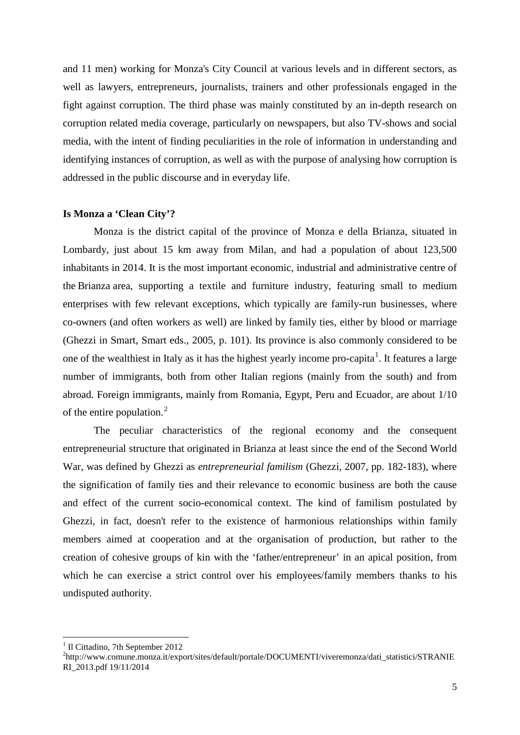and 11 men) working for Monza's City Council at various levels and in different sectors, as well as lawyers, entrepreneurs, journalists, trainers and other professionals engaged in the fight against corruption. The third phase was mainly constituted by an in-depth research on corruption related media coverage, particularly on newspapers, but also TV-shows and social media, with the intent of finding peculiarities in the role of information in understanding and identifying instances of corruption, as well as with the purpose of analysing how corruption is addressed in the public discourse and in everyday life.

**Is Monza a 'Clean City'?**

Monza is the district capital of the province of Monza e della Brianza, situated in Lombardy, just about 15 km away from Milan, and had a population of about 123,500 inhabitants in 2014. It is the most important economic, industrial and administrative centre of the Brianza area, supporting a textile and furniture industry, featuring small to medium enterprises with few relevant exceptions, which typically are family-run businesses, where co-owners (and often workers as well) are linked by family ties, either by blood or marriage (Ghezzi in Smart, Smart eds., 2005, p. 101). Its province is also commonly considered to be one of the wealthiest in Italy as it has the highest yearly income pro-capita[1]. It features a large number of immigrants, both from other Italian regions (mainly from the south) and from abroad. Foreign immigrants, mainly from Romania, Egypt, Peru and Ecuador, are about 1/10 of the entire population.[2]

The peculiar characteristics of the regional economy and the consequent entrepreneurial structure that originated in Brianza at least since the end of the Second World War, was defined by Ghezzi as *entrepreneurial familism* (Ghezzi, 2007, pp. 182-183), where the signification of family ties and their relevance to economic business are both the cause and effect of the current socio-economical context. The kind of familism postulated by Ghezzi, in fact, doesn't refer to the existence of harmonious relationships within family members aimed at cooperation and at the organisation of production, but rather to the creation of cohesive groups of kin with the 'father/entrepreneur' in an apical position, from which he can exercise a strict control over his employees/family members thanks to his undisputed authority.

---

[1] Il Cittadino, 7th September 2012

[2] http://www.comune.monza.it/export/sites/default/portale/DOCUMENTI/viveremonza/dati_statistici/STRANIERI_2013.pdf 19/11/2014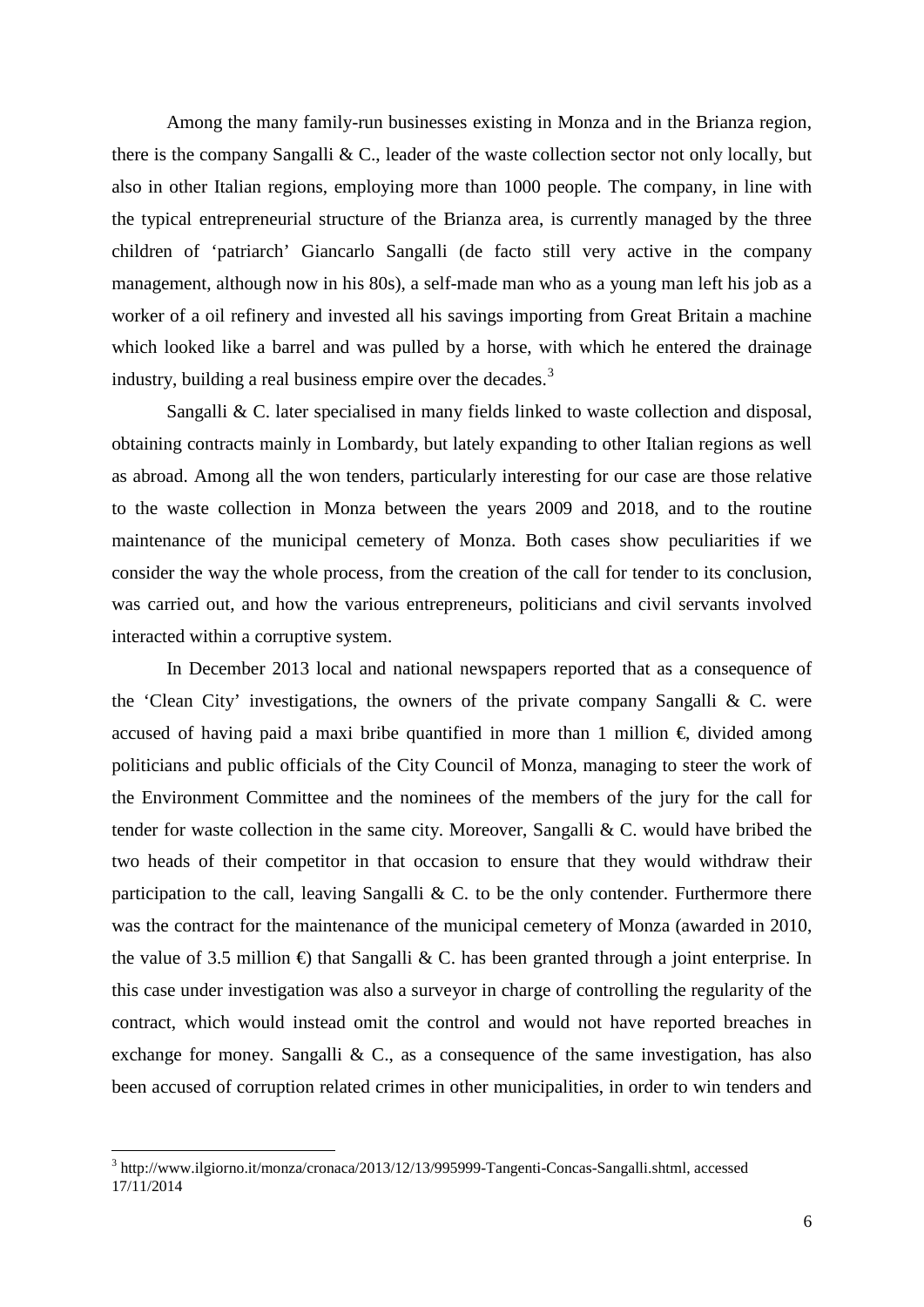Among the many family-run businesses existing in Monza and in the Brianza region, there is the company Sangalli & C., leader of the waste collection sector not only locally, but also in other Italian regions, employing more than 1000 people. The company, in line with the typical entrepreneurial structure of the Brianza area, is currently managed by the three children of 'patriarch' Giancarlo Sangalli (de facto still very active in the company management, although now in his 80s), a self-made man who as a young man left his job as a worker of a oil refinery and invested all his savings importing from Great Britain a machine which looked like a barrel and was pulled by a horse, with which he entered the drainage industry, building a real business empire over the decades.[3]

Sangalli & C. later specialised in many fields linked to waste collection and disposal, obtaining contracts mainly in Lombardy, but lately expanding to other Italian regions as well as abroad. Among all the won tenders, particularly interesting for our case are those relative to the waste collection in Monza between the years 2009 and 2018, and to the routine maintenance of the municipal cemetery of Monza. Both cases show peculiarities if we consider the way the whole process, from the creation of the call for tender to its conclusion, was carried out, and how the various entrepreneurs, politicians and civil servants involved interacted within a corruptive system.

In December 2013 local and national newspapers reported that as a consequence of the 'Clean City' investigations, the owners of the private company Sangalli & C. were accused of having paid a maxi bribe quantified in more than 1 million €, divided among politicians and public officials of the City Council of Monza, managing to steer the work of the Environment Committee and the nominees of the members of the jury for the call for tender for waste collection in the same city. Moreover, Sangalli & C. would have bribed the two heads of their competitor in that occasion to ensure that they would withdraw their participation to the call, leaving Sangalli & C. to be the only contender. Furthermore there was the contract for the maintenance of the municipal cemetery of Monza (awarded in 2010, the value of 3.5 million €) that Sangalli & C. has been granted through a joint enterprise. In this case under investigation was also a surveyor in charge of controlling the regularity of the contract, which would instead omit the control and would not have reported breaches in exchange for money. Sangalli & C., as a consequence of the same investigation, has also been accused of corruption related crimes in other municipalities, in order to win tenders and

[3] http://www.ilgiorno.it/monza/cronaca/2013/12/13/995999-Tangenti-Concas-Sangalli.shtml, accessed 17/11/2014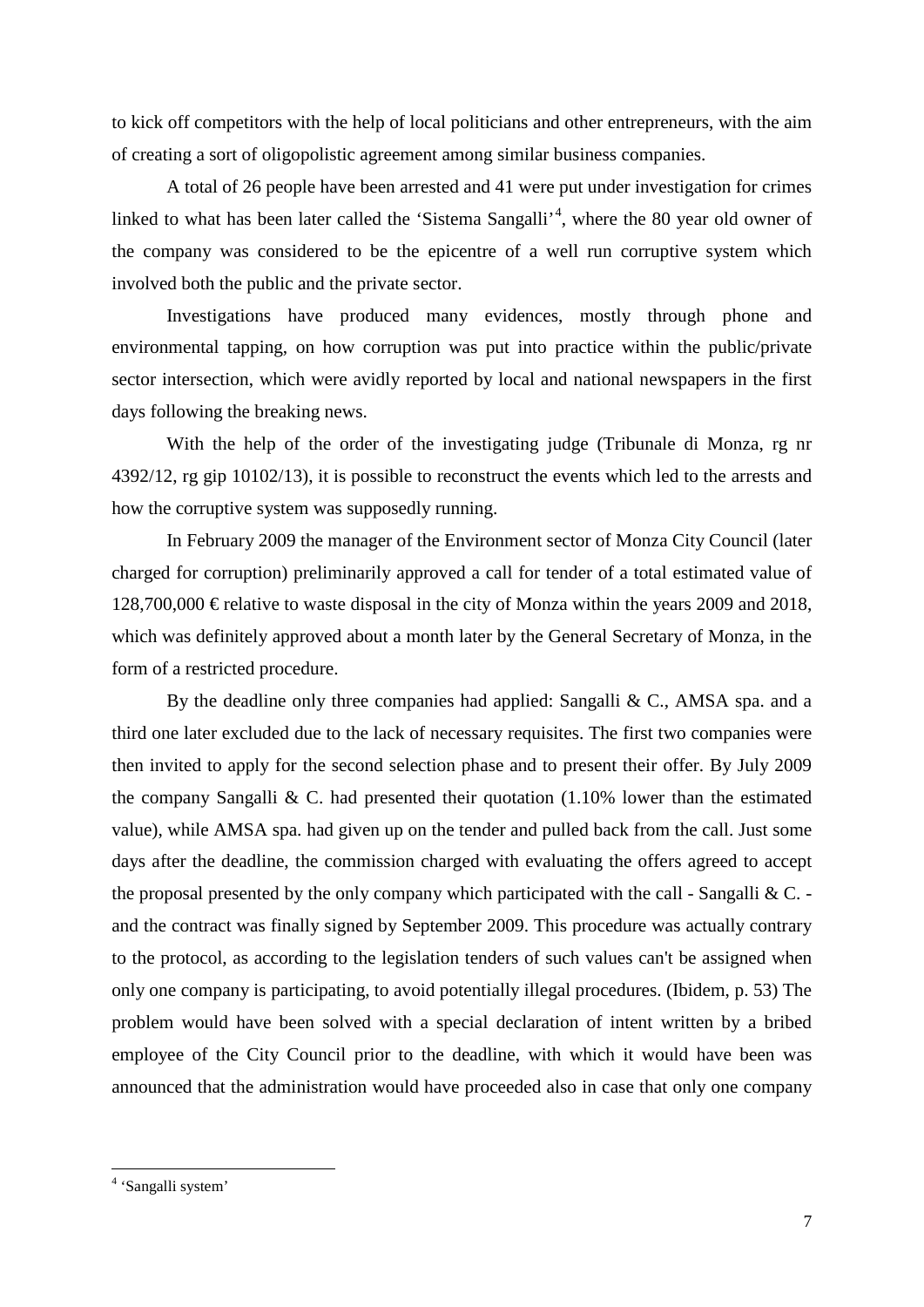to kick off competitors with the help of local politicians and other entrepreneurs, with the aim of creating a sort of oligopolistic agreement among similar business companies.

A total of 26 people have been arrested and 41 were put under investigation for crimes linked to what has been later called the 'Sistema Sangalli'[4], where the 80 year old owner of the company was considered to be the epicentre of a well run corruptive system which involved both the public and the private sector.

Investigations have produced many evidences, mostly through phone and environmental tapping, on how corruption was put into practice within the public/private sector intersection, which were avidly reported by local and national newspapers in the first days following the breaking news.

With the help of the order of the investigating judge (Tribunale di Monza, rg nr 4392/12, rg gip 10102/13), it is possible to reconstruct the events which led to the arrests and how the corruptive system was supposedly running.

In February 2009 the manager of the Environment sector of Monza City Council (later charged for corruption) preliminarily approved a call for tender of a total estimated value of 128,700,000 € relative to waste disposal in the city of Monza within the years 2009 and 2018, which was definitely approved about a month later by the General Secretary of Monza, in the form of a restricted procedure.

By the deadline only three companies had applied: Sangalli & C., AMSA spa. and a third one later excluded due to the lack of necessary requisites. The first two companies were then invited to apply for the second selection phase and to present their offer. By July 2009 the company Sangalli & C. had presented their quotation (1.10% lower than the estimated value), while AMSA spa. had given up on the tender and pulled back from the call. Just some days after the deadline, the commission charged with evaluating the offers agreed to accept the proposal presented by the only company which participated with the call - Sangalli & C. - and the contract was finally signed by September 2009. This procedure was actually contrary to the protocol, as according to the legislation tenders of such values can't be assigned when only one company is participating, to avoid potentially illegal procedures. (Ibidem, p. 53) The problem would have been solved with a special declaration of intent written by a bribed employee of the City Council prior to the deadline, with which it would have been was announced that the administration would have proceeded also in case that only one company

---

[4] 'Sangalli system'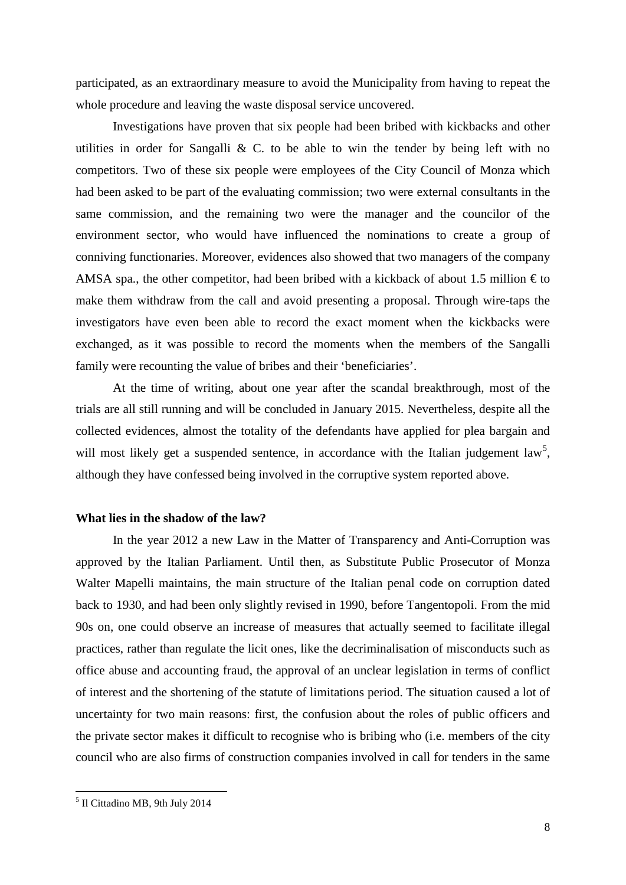participated, as an extraordinary measure to avoid the Municipality from having to repeat the whole procedure and leaving the waste disposal service uncovered.

Investigations have proven that six people had been bribed with kickbacks and other utilities in order for Sangalli & C. to be able to win the tender by being left with no competitors. Two of these six people were employees of the City Council of Monza which had been asked to be part of the evaluating commission; two were external consultants in the same commission, and the remaining two were the manager and the councilor of the environment sector, who would have influenced the nominations to create a group of conniving functionaries. Moreover, evidences also showed that two managers of the company AMSA spa., the other competitor, had been bribed with a kickback of about 1.5 million € to make them withdraw from the call and avoid presenting a proposal. Through wire-taps the investigators have even been able to record the exact moment when the kickbacks were exchanged, as it was possible to record the moments when the members of the Sangalli family were recounting the value of bribes and their 'beneficiaries'.

At the time of writing, about one year after the scandal breakthrough, most of the trials are all still running and will be concluded in January 2015. Nevertheless, despite all the collected evidences, almost the totality of the defendants have applied for plea bargain and will most likely get a suspended sentence, in accordance with the Italian judgement law[5], although they have confessed being involved in the corruptive system reported above.

**What lies in the shadow of the law?**

In the year 2012 a new Law in the Matter of Transparency and Anti-Corruption was approved by the Italian Parliament. Until then, as Substitute Public Prosecutor of Monza Walter Mapelli maintains, the main structure of the Italian penal code on corruption dated back to 1930, and had been only slightly revised in 1990, before Tangentopoli. From the mid 90s on, one could observe an increase of measures that actually seemed to facilitate illegal practices, rather than regulate the licit ones, like the decriminalisation of misconducts such as office abuse and accounting fraud, the approval of an unclear legislation in terms of conflict of interest and the shortening of the statute of limitations period. The situation caused a lot of uncertainty for two main reasons: first, the confusion about the roles of public officers and the private sector makes it difficult to recognise who is bribing who (i.e. members of the city council who are also firms of construction companies involved in call for tenders in the same

[5] Il Cittadino MB, 9th July 2014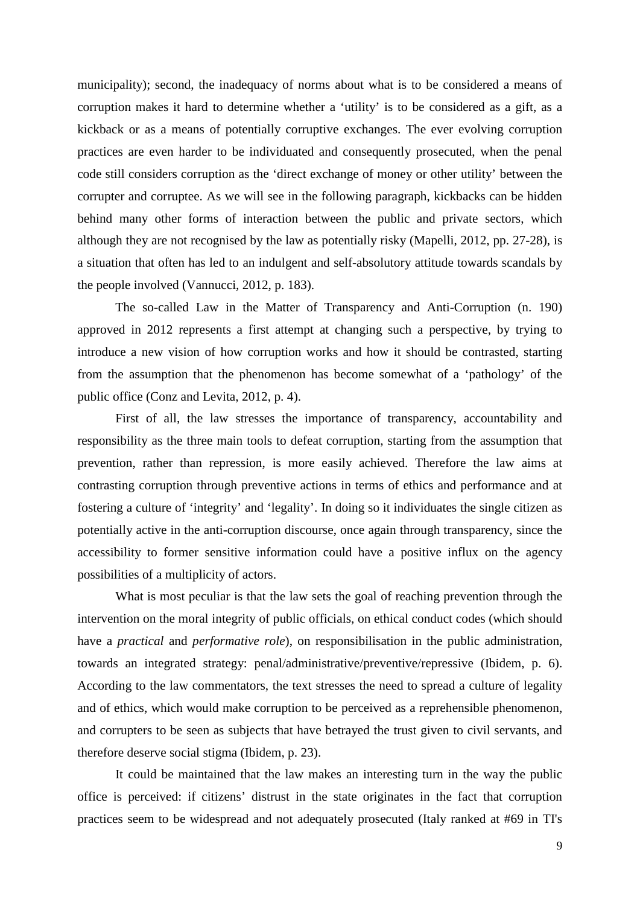municipality); second, the inadequacy of norms about what is to be considered a means of corruption makes it hard to determine whether a 'utility' is to be considered as a gift, as a kickback or as a means of potentially corruptive exchanges. The ever evolving corruption practices are even harder to be individuated and consequently prosecuted, when the penal code still considers corruption as the 'direct exchange of money or other utility' between the corrupter and corruptee. As we will see in the following paragraph, kickbacks can be hidden behind many other forms of interaction between the public and private sectors, which although they are not recognised by the law as potentially risky (Mapelli, 2012, pp. 27-28), is a situation that often has led to an indulgent and self-absolutory attitude towards scandals by the people involved (Vannucci, 2012, p. 183).

The so-called Law in the Matter of Transparency and Anti-Corruption (n. 190) approved in 2012 represents a first attempt at changing such a perspective, by trying to introduce a new vision of how corruption works and how it should be contrasted, starting from the assumption that the phenomenon has become somewhat of a 'pathology' of the public office (Conz and Levita, 2012, p. 4).

First of all, the law stresses the importance of transparency, accountability and responsibility as the three main tools to defeat corruption, starting from the assumption that prevention, rather than repression, is more easily achieved. Therefore the law aims at contrasting corruption through preventive actions in terms of ethics and performance and at fostering a culture of 'integrity' and 'legality'. In doing so it individuates the single citizen as potentially active in the anti-corruption discourse, once again through transparency, since the accessibility to former sensitive information could have a positive influx on the agency possibilities of a multiplicity of actors.

What is most peculiar is that the law sets the goal of reaching prevention through the intervention on the moral integrity of public officials, on ethical conduct codes (which should have a *practical* and *performative role*), on responsibilisation in the public administration, towards an integrated strategy: penal/administrative/preventive/repressive (Ibidem, p. 6). According to the law commentators, the text stresses the need to spread a culture of legality and of ethics, which would make corruption to be perceived as a reprehensible phenomenon, and corrupters to be seen as subjects that have betrayed the trust given to civil servants, and therefore deserve social stigma (Ibidem, p. 23).

It could be maintained that the law makes an interesting turn in the way the public office is perceived: if citizens' distrust in the state originates in the fact that corruption practices seem to be widespread and not adequately prosecuted (Italy ranked at #69 in TI's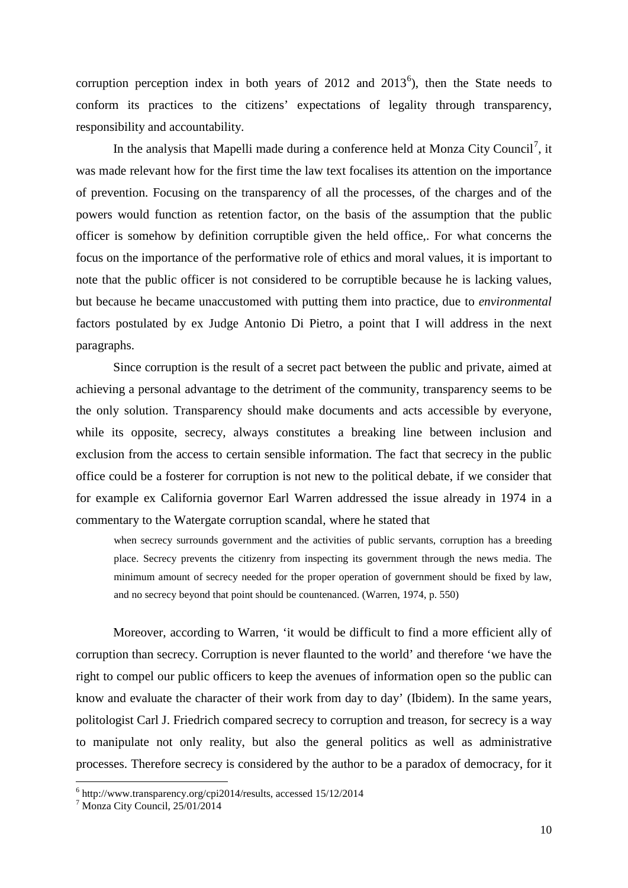corruption perception index in both years of 2012 and 2013[6]), then the State needs to conform its practices to the citizens' expectations of legality through transparency, responsibility and accountability.

In the analysis that Mapelli made during a conference held at Monza City Council[7], it was made relevant how for the first time the law text focalises its attention on the importance of prevention. Focusing on the transparency of all the processes, of the charges and of the powers would function as retention factor, on the basis of the assumption that the public officer is somehow by definition corruptible given the held office,. For what concerns the focus on the importance of the performative role of ethics and moral values, it is important to note that the public officer is not considered to be corruptible because he is lacking values, but because he became unaccustomed with putting them into practice, due to *environmental* factors postulated by ex Judge Antonio Di Pietro, a point that I will address in the next paragraphs.

Since corruption is the result of a secret pact between the public and private, aimed at achieving a personal advantage to the detriment of the community, transparency seems to be the only solution. Transparency should make documents and acts accessible by everyone, while its opposite, secrecy, always constitutes a breaking line between inclusion and exclusion from the access to certain sensible information. The fact that secrecy in the public office could be a fosterer for corruption is not new to the political debate, if we consider that for example ex California governor Earl Warren addressed the issue already in 1974 in a commentary to the Watergate corruption scandal, where he stated that

> when secrecy surrounds government and the activities of public servants, corruption has a breeding place. Secrecy prevents the citizenry from inspecting its government through the news media. The minimum amount of secrecy needed for the proper operation of government should be fixed by law, and no secrecy beyond that point should be countenanced. (Warren, 1974, p. 550)

Moreover, according to Warren, 'it would be difficult to find a more efficient ally of corruption than secrecy. Corruption is never flaunted to the world' and therefore 'we have the right to compel our public officers to keep the avenues of information open so the public can know and evaluate the character of their work from day to day' (Ibidem). In the same years, politologist Carl J. Friedrich compared secrecy to corruption and treason, for secrecy is a way to manipulate not only reality, but also the general politics as well as administrative processes. Therefore secrecy is considered by the author to be a paradox of democracy, for it

[6] http://www.transparency.org/cpi2014/results, accessed 15/12/2014

[7] Monza City Council, 25/01/2014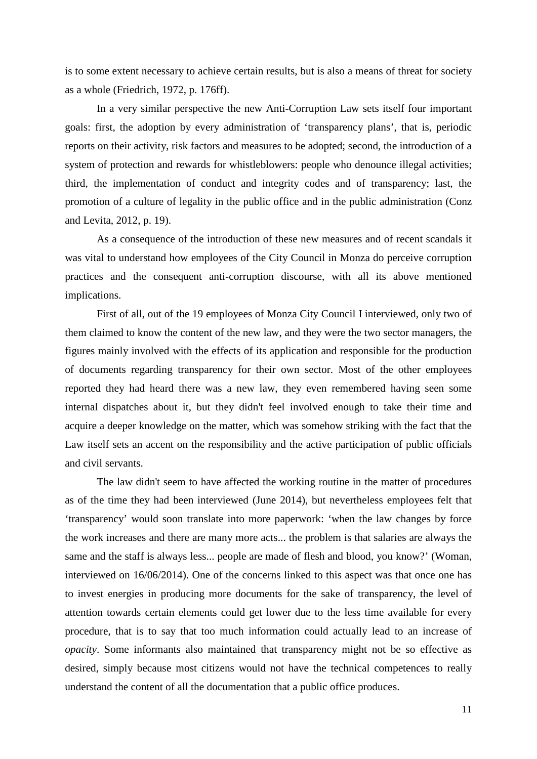is to some extent necessary to achieve certain results, but is also a means of threat for society as a whole (Friedrich, 1972, p. 176ff).

In a very similar perspective the new Anti-Corruption Law sets itself four important goals: first, the adoption by every administration of 'transparency plans', that is, periodic reports on their activity, risk factors and measures to be adopted; second, the introduction of a system of protection and rewards for whistleblowers: people who denounce illegal activities; third, the implementation of conduct and integrity codes and of transparency; last, the promotion of a culture of legality in the public office and in the public administration (Conz and Levita, 2012, p. 19).

As a consequence of the introduction of these new measures and of recent scandals it was vital to understand how employees of the City Council in Monza do perceive corruption practices and the consequent anti-corruption discourse, with all its above mentioned implications.

First of all, out of the 19 employees of Monza City Council I interviewed, only two of them claimed to know the content of the new law, and they were the two sector managers, the figures mainly involved with the effects of its application and responsible for the production of documents regarding transparency for their own sector. Most of the other employees reported they had heard there was a new law, they even remembered having seen some internal dispatches about it, but they didn't feel involved enough to take their time and acquire a deeper knowledge on the matter, which was somehow striking with the fact that the Law itself sets an accent on the responsibility and the active participation of public officials and civil servants.

The law didn't seem to have affected the working routine in the matter of procedures as of the time they had been interviewed (June 2014), but nevertheless employees felt that 'transparency' would soon translate into more paperwork: 'when the law changes by force the work increases and there are many more acts... the problem is that salaries are always the same and the staff is always less... people are made of flesh and blood, you know?' (Woman, interviewed on 16/06/2014). One of the concerns linked to this aspect was that once one has to invest energies in producing more documents for the sake of transparency, the level of attention towards certain elements could get lower due to the less time available for every procedure, that is to say that too much information could actually lead to an increase of *opacity*. Some informants also maintained that transparency might not be so effective as desired, simply because most citizens would not have the technical competences to really understand the content of all the documentation that a public office produces.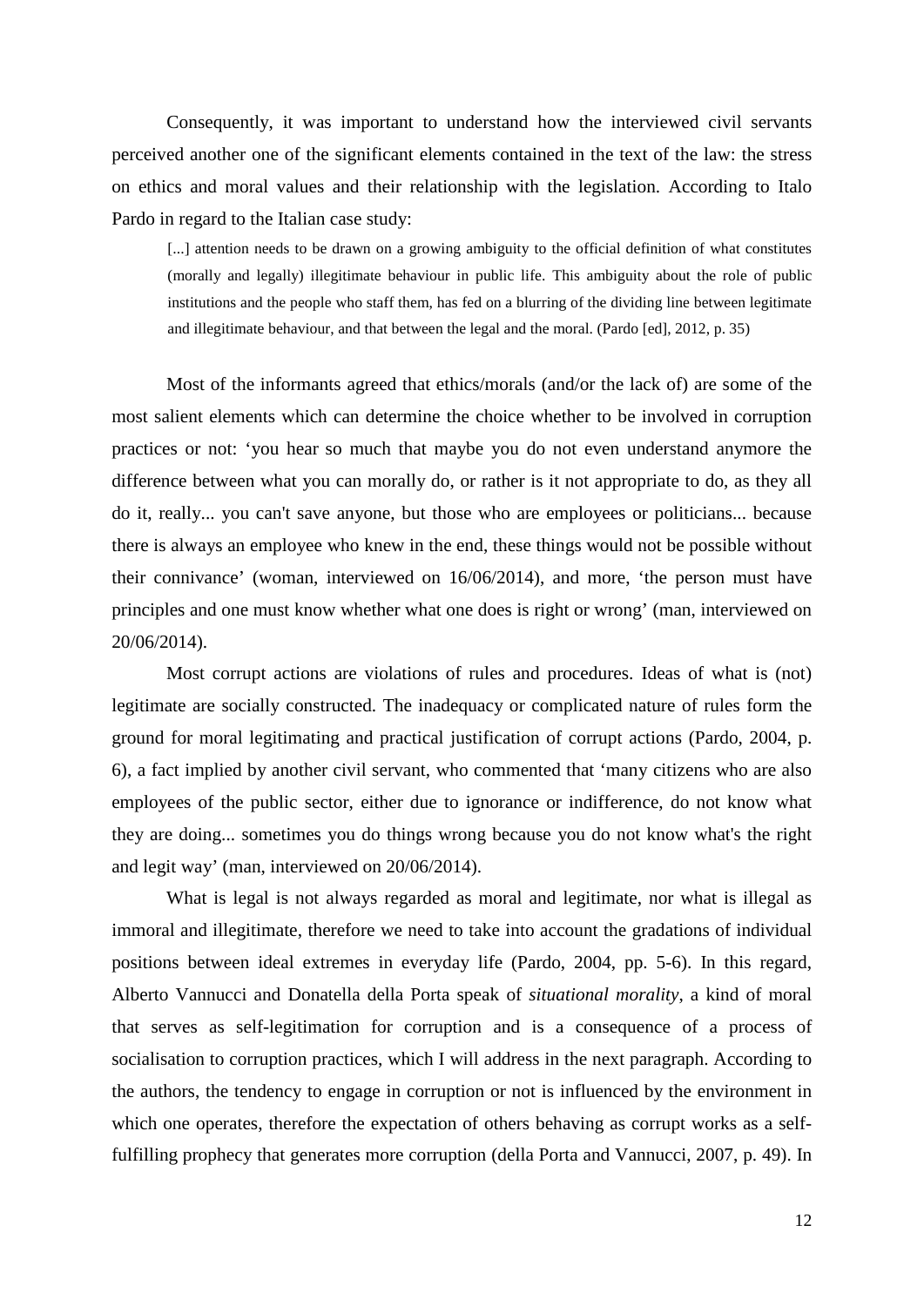Consequently, it was important to understand how the interviewed civil servants perceived another one of the significant elements contained in the text of the law: the stress on ethics and moral values and their relationship with the legislation. According to Italo Pardo in regard to the Italian case study:

> [...] attention needs to be drawn on a growing ambiguity to the official definition of what constitutes (morally and legally) illegitimate behaviour in public life. This ambiguity about the role of public institutions and the people who staff them, has fed on a blurring of the dividing line between legitimate and illegitimate behaviour, and that between the legal and the moral. (Pardo [ed], 2012, p. 35)

Most of the informants agreed that ethics/morals (and/or the lack of) are some of the most salient elements which can determine the choice whether to be involved in corruption practices or not: 'you hear so much that maybe you do not even understand anymore the difference between what you can morally do, or rather is it not appropriate to do, as they all do it, really... you can't save anyone, but those who are employees or politicians... because there is always an employee who knew in the end, these things would not be possible without their connivance' (woman, interviewed on 16/06/2014), and more, 'the person must have principles and one must know whether what one does is right or wrong' (man, interviewed on 20/06/2014).

Most corrupt actions are violations of rules and procedures. Ideas of what is (not) legitimate are socially constructed. The inadequacy or complicated nature of rules form the ground for moral legitimating and practical justification of corrupt actions (Pardo, 2004, p. 6), a fact implied by another civil servant, who commented that 'many citizens who are also employees of the public sector, either due to ignorance or indifference, do not know what they are doing... sometimes you do things wrong because you do not know what's the right and legit way' (man, interviewed on 20/06/2014).

What is legal is not always regarded as moral and legitimate, nor what is illegal as immoral and illegitimate, therefore we need to take into account the gradations of individual positions between ideal extremes in everyday life (Pardo, 2004, pp. 5-6). In this regard, Alberto Vannucci and Donatella della Porta speak of *situational morality*, a kind of moral that serves as self-legitimation for corruption and is a consequence of a process of socialisation to corruption practices, which I will address in the next paragraph. According to the authors, the tendency to engage in corruption or not is influenced by the environment in which one operates, therefore the expectation of others behaving as corrupt works as a self-fulfilling prophecy that generates more corruption (della Porta and Vannucci, 2007, p. 49). In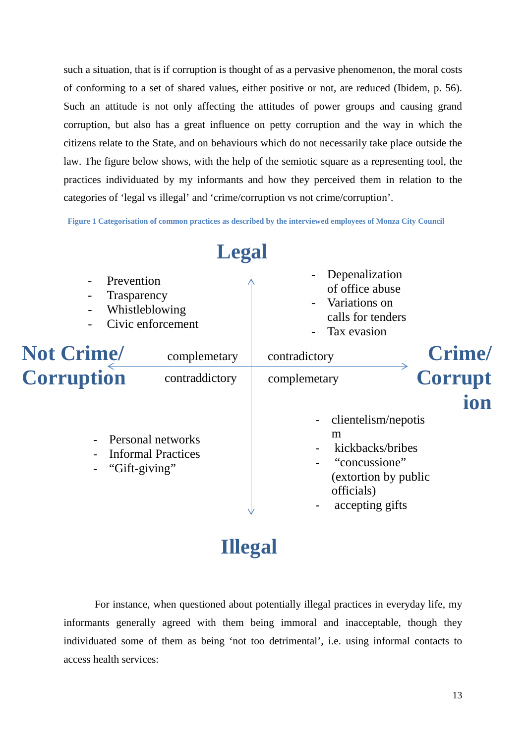such a situation, that is if corruption is thought of as a pervasive phenomenon, the moral costs of conforming to a set of shared values, either positive or not, are reduced (Ibidem, p. 56). Such an attitude is not only affecting the attitudes of power groups and causing grand corruption, but also has a great influence on petty corruption and the way in which the citizens relate to the State, and on behaviours which do not necessarily take place outside the law. The figure below shows, with the help of the semiotic square as a representing tool, the practices individuated by my informants and how they perceived them in relation to the categories of 'legal vs illegal' and 'crime/corruption vs not crime/corruption'.

**Figure 1 Categorisation of common practices as described by the interviewed employees of Monza City Council**

**Legal**

- Prevention
- Trasparency
- Whistleblowing
- Civic enforcement

- Depenalization of office abuse
- Variations on calls for tenders
- Tax evasion

**Not Crime/ Corruption** — complemetary / contraddictory — contradictory / complemetary — **Crime/ Corruption**

- Personal networks
- Informal Practices
- "Gift-giving"

- clientelism/nepotism
- kickbacks/bribes
- "concussione" (extortion by public officials)
- accepting gifts

**Illegal**

For instance, when questioned about potentially illegal practices in everyday life, my informants generally agreed with them being immoral and inacceptable, though they individuated some of them as being 'not too detrimental', i.e. using informal contacts to access health services: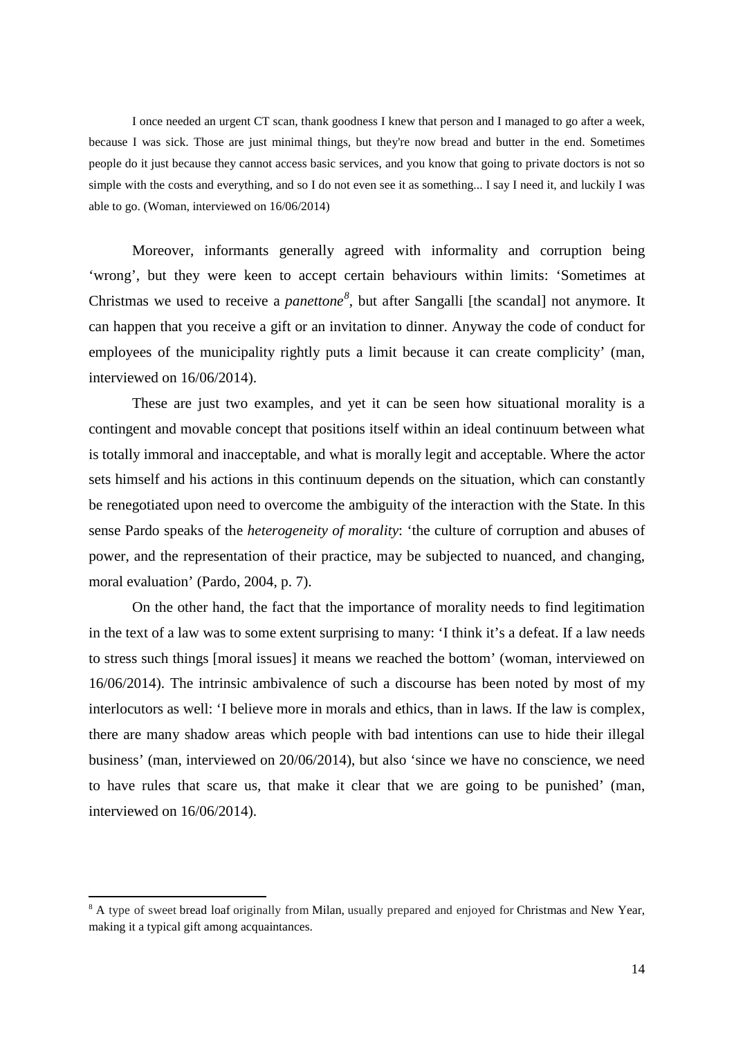> I once needed an urgent CT scan, thank goodness I knew that person and I managed to go after a week, because I was sick. Those are just minimal things, but they're now bread and butter in the end. Sometimes people do it just because they cannot access basic services, and you know that going to private doctors is not so simple with the costs and everything, and so I do not even see it as something... I say I need it, and luckily I was able to go. (Woman, interviewed on 16/06/2014)

Moreover, informants generally agreed with informality and corruption being 'wrong', but they were keen to accept certain behaviours within limits: 'Sometimes at Christmas we used to receive a *panettone*[8], but after Sangalli [the scandal] not anymore. It can happen that you receive a gift or an invitation to dinner. Anyway the code of conduct for employees of the municipality rightly puts a limit because it can create complicity' (man, interviewed on 16/06/2014).

These are just two examples, and yet it can be seen how situational morality is a contingent and movable concept that positions itself within an ideal continuum between what is totally immoral and inacceptable, and what is morally legit and acceptable. Where the actor sets himself and his actions in this continuum depends on the situation, which can constantly be renegotiated upon need to overcome the ambiguity of the interaction with the State. In this sense Pardo speaks of the *heterogeneity of morality*: 'the culture of corruption and abuses of power, and the representation of their practice, may be subjected to nuanced, and changing, moral evaluation' (Pardo, 2004, p. 7).

On the other hand, the fact that the importance of morality needs to find legitimation in the text of a law was to some extent surprising to many: 'I think it's a defeat. If a law needs to stress such things [moral issues] it means we reached the bottom' (woman, interviewed on 16/06/2014). The intrinsic ambivalence of such a discourse has been noted by most of my interlocutors as well: 'I believe more in morals and ethics, than in laws. If the law is complex, there are many shadow areas which people with bad intentions can use to hide their illegal business' (man, interviewed on 20/06/2014), but also 'since we have no conscience, we need to have rules that scare us, that make it clear that we are going to be punished' (man, interviewed on 16/06/2014).

---

[8] A type of sweet bread loaf originally from Milan, usually prepared and enjoyed for Christmas and New Year, making it a typical gift among acquaintances.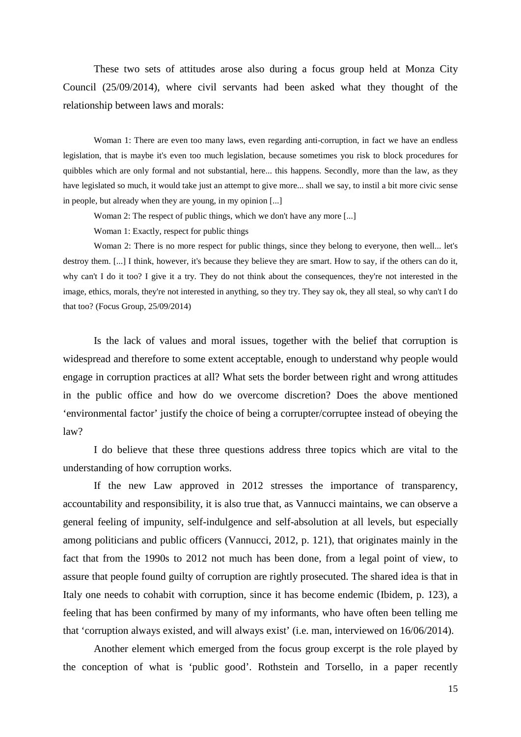These two sets of attitudes arose also during a focus group held at Monza City Council (25/09/2014), where civil servants had been asked what they thought of the relationship between laws and morals:

> Woman 1: There are even too many laws, even regarding anti-corruption, in fact we have an endless legislation, that is maybe it's even too much legislation, because sometimes you risk to block procedures for quibbles which are only formal and not substantial, here... this happens. Secondly, more than the law, as they have legislated so much, it would take just an attempt to give more... shall we say, to instil a bit more civic sense in people, but already when they are young, in my opinion [...]
>
> Woman 2: The respect of public things, which we don't have any more [...]
>
> Woman 1: Exactly, respect for public things
>
> Woman 2: There is no more respect for public things, since they belong to everyone, then well... let's destroy them. [...] I think, however, it's because they believe they are smart. How to say, if the others can do it, why can't I do it too? I give it a try. They do not think about the consequences, they're not interested in the image, ethics, morals, they're not interested in anything, so they try. They say ok, they all steal, so why can't I do that too? (Focus Group, 25/09/2014)

Is the lack of values and moral issues, together with the belief that corruption is widespread and therefore to some extent acceptable, enough to understand why people would engage in corruption practices at all? What sets the border between right and wrong attitudes in the public office and how do we overcome discretion? Does the above mentioned 'environmental factor' justify the choice of being a corrupter/corruptee instead of obeying the law?

I do believe that these three questions address three topics which are vital to the understanding of how corruption works.

If the new Law approved in 2012 stresses the importance of transparency, accountability and responsibility, it is also true that, as Vannucci maintains, we can observe a general feeling of impunity, self-indulgence and self-absolution at all levels, but especially among politicians and public officers (Vannucci, 2012, p. 121), that originates mainly in the fact that from the 1990s to 2012 not much has been done, from a legal point of view, to assure that people found guilty of corruption are rightly prosecuted. The shared idea is that in Italy one needs to cohabit with corruption, since it has become endemic (Ibidem, p. 123), a feeling that has been confirmed by many of my informants, who have often been telling me that 'corruption always existed, and will always exist' (i.e. man, interviewed on 16/06/2014).

Another element which emerged from the focus group excerpt is the role played by the conception of what is 'public good'. Rothstein and Torsello, in a paper recently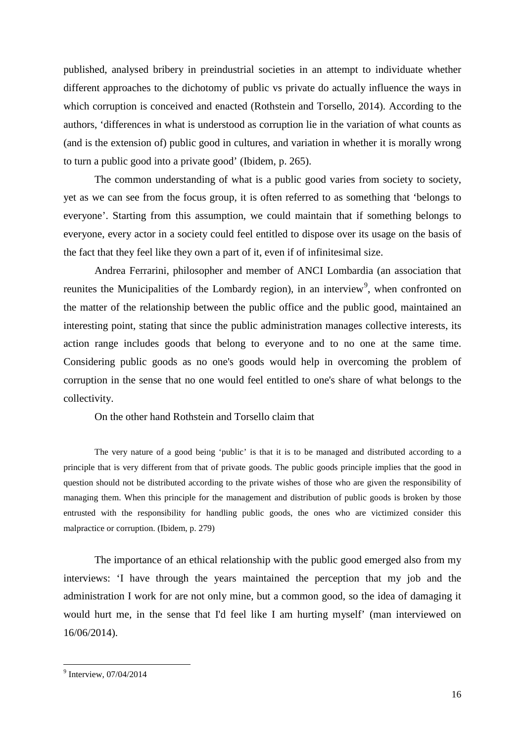published, analysed bribery in preindustrial societies in an attempt to individuate whether different approaches to the dichotomy of public vs private do actually influence the ways in which corruption is conceived and enacted (Rothstein and Torsello, 2014). According to the authors, 'differences in what is understood as corruption lie in the variation of what counts as (and is the extension of) public good in cultures, and variation in whether it is morally wrong to turn a public good into a private good' (Ibidem, p. 265).

The common understanding of what is a public good varies from society to society, yet as we can see from the focus group, it is often referred to as something that 'belongs to everyone'. Starting from this assumption, we could maintain that if something belongs to everyone, every actor in a society could feel entitled to dispose over its usage on the basis of the fact that they feel like they own a part of it, even if of infinitesimal size.

Andrea Ferrarini, philosopher and member of ANCI Lombardia (an association that reunites the Municipalities of the Lombardy region), in an interview[9], when confronted on the matter of the relationship between the public office and the public good, maintained an interesting point, stating that since the public administration manages collective interests, its action range includes goods that belong to everyone and to no one at the same time. Considering public goods as no one's goods would help in overcoming the problem of corruption in the sense that no one would feel entitled to one's share of what belongs to the collectivity.

On the other hand Rothstein and Torsello claim that

> The very nature of a good being 'public' is that it is to be managed and distributed according to a principle that is very different from that of private goods. The public goods principle implies that the good in question should not be distributed according to the private wishes of those who are given the responsibility of managing them. When this principle for the management and distribution of public goods is broken by those entrusted with the responsibility for handling public goods, the ones who are victimized consider this malpractice or corruption. (Ibidem, p. 279)

The importance of an ethical relationship with the public good emerged also from my interviews: 'I have through the years maintained the perception that my job and the administration I work for are not only mine, but a common good, so the idea of damaging it would hurt me, in the sense that I'd feel like I am hurting myself' (man interviewed on 16/06/2014).

[9] Interview, 07/04/2014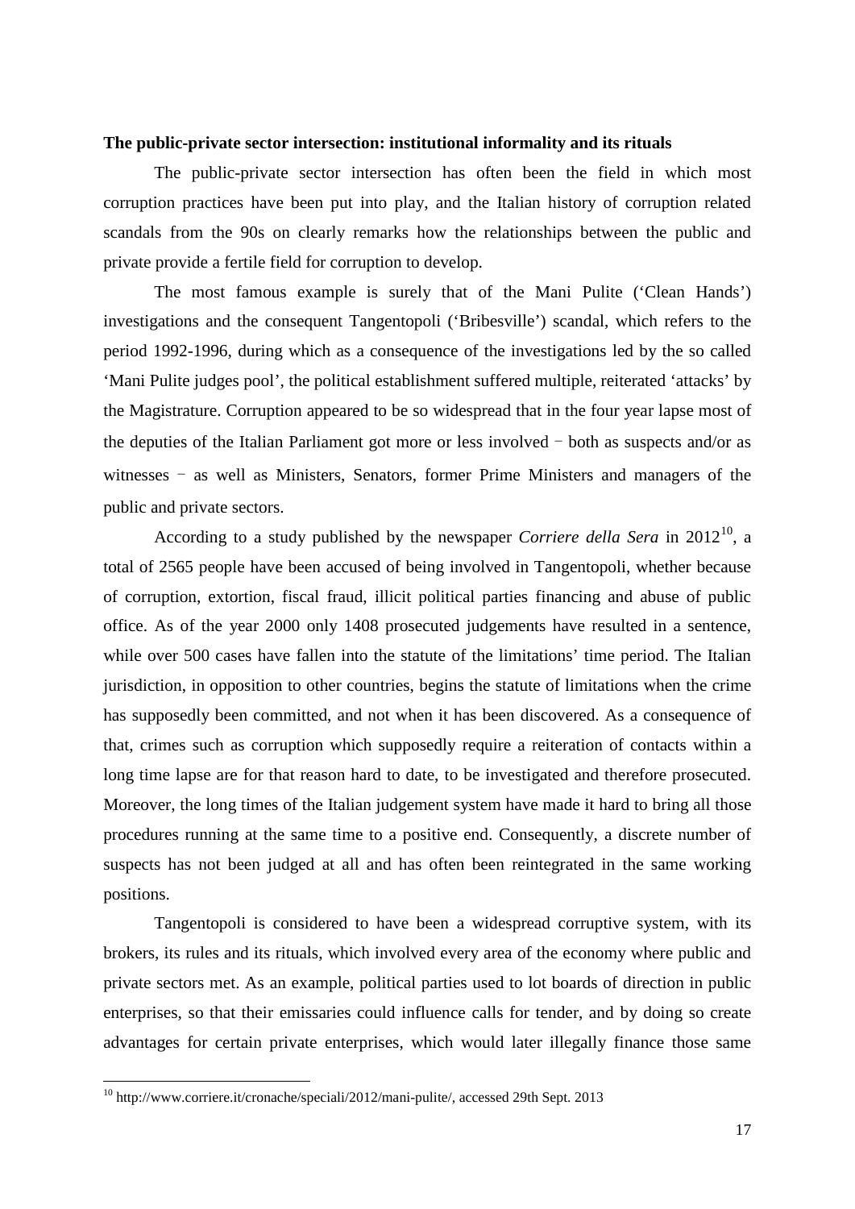**The public-private sector intersection: institutional informality and its rituals**

The public-private sector intersection has often been the field in which most corruption practices have been put into play, and the Italian history of corruption related scandals from the 90s on clearly remarks how the relationships between the public and private provide a fertile field for corruption to develop.

The most famous example is surely that of the Mani Pulite ('Clean Hands') investigations and the consequent Tangentopoli ('Bribesville') scandal, which refers to the period 1992-1996, during which as a consequence of the investigations led by the so called 'Mani Pulite judges pool', the political establishment suffered multiple, reiterated 'attacks' by the Magistrature. Corruption appeared to be so widespread that in the four year lapse most of the deputies of the Italian Parliament got more or less involved − both as suspects and/or as witnesses − as well as Ministers, Senators, former Prime Ministers and managers of the public and private sectors.

According to a study published by the newspaper *Corriere della Sera* in 2012[10], a total of 2565 people have been accused of being involved in Tangentopoli, whether because of corruption, extortion, fiscal fraud, illicit political parties financing and abuse of public office. As of the year 2000 only 1408 prosecuted judgements have resulted in a sentence, while over 500 cases have fallen into the statute of the limitations' time period. The Italian jurisdiction, in opposition to other countries, begins the statute of limitations when the crime has supposedly been committed, and not when it has been discovered. As a consequence of that, crimes such as corruption which supposedly require a reiteration of contacts within a long time lapse are for that reason hard to date, to be investigated and therefore prosecuted. Moreover, the long times of the Italian judgement system have made it hard to bring all those procedures running at the same time to a positive end. Consequently, a discrete number of suspects has not been judged at all and has often been reintegrated in the same working positions.

Tangentopoli is considered to have been a widespread corruptive system, with its brokers, its rules and its rituals, which involved every area of the economy where public and private sectors met. As an example, political parties used to lot boards of direction in public enterprises, so that their emissaries could influence calls for tender, and by doing so create advantages for certain private enterprises, which would later illegally finance those same

[10] http://www.corriere.it/cronache/speciali/2012/mani-pulite/, accessed 29th Sept. 2013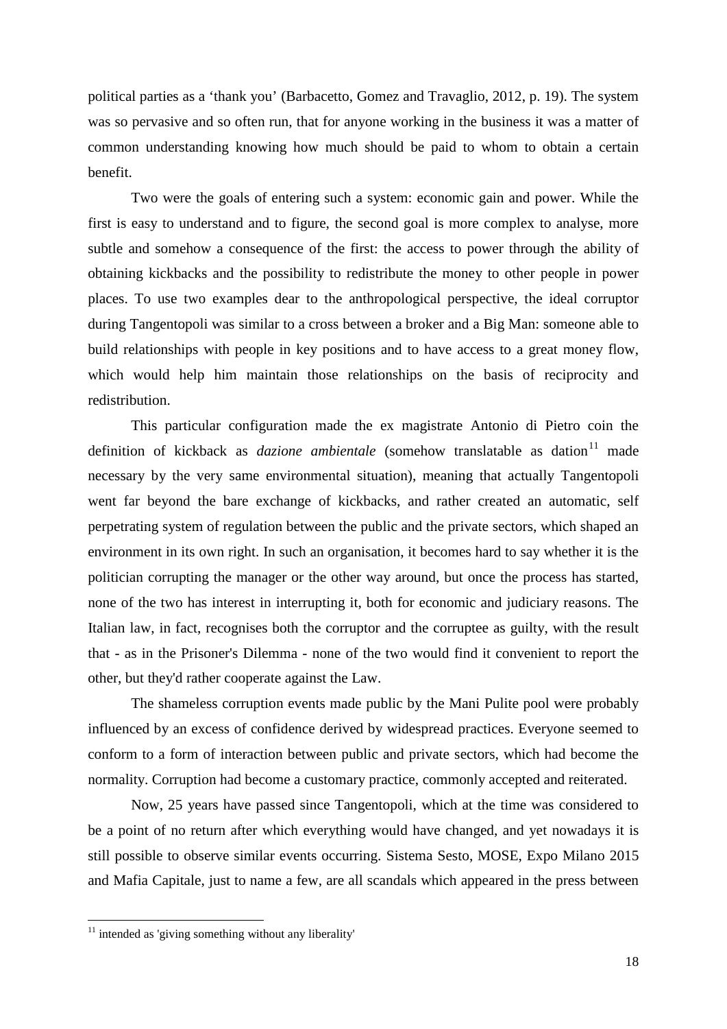political parties as a 'thank you' (Barbacetto, Gomez and Travaglio, 2012, p. 19). The system was so pervasive and so often run, that for anyone working in the business it was a matter of common understanding knowing how much should be paid to whom to obtain a certain benefit.

Two were the goals of entering such a system: economic gain and power. While the first is easy to understand and to figure, the second goal is more complex to analyse, more subtle and somehow a consequence of the first: the access to power through the ability of obtaining kickbacks and the possibility to redistribute the money to other people in power places. To use two examples dear to the anthropological perspective, the ideal corruptor during Tangentopoli was similar to a cross between a broker and a Big Man: someone able to build relationships with people in key positions and to have access to a great money flow, which would help him maintain those relationships on the basis of reciprocity and redistribution.

This particular configuration made the ex magistrate Antonio di Pietro coin the definition of kickback as *dazione ambientale* (somehow translatable as dation[11] made necessary by the very same environmental situation), meaning that actually Tangentopoli went far beyond the bare exchange of kickbacks, and rather created an automatic, self perpetrating system of regulation between the public and the private sectors, which shaped an environment in its own right. In such an organisation, it becomes hard to say whether it is the politician corrupting the manager or the other way around, but once the process has started, none of the two has interest in interrupting it, both for economic and judiciary reasons. The Italian law, in fact, recognises both the corruptor and the corruptee as guilty, with the result that - as in the Prisoner's Dilemma - none of the two would find it convenient to report the other, but they'd rather cooperate against the Law.

The shameless corruption events made public by the Mani Pulite pool were probably influenced by an excess of confidence derived by widespread practices. Everyone seemed to conform to a form of interaction between public and private sectors, which had become the normality. Corruption had become a customary practice, commonly accepted and reiterated.

Now, 25 years have passed since Tangentopoli, which at the time was considered to be a point of no return after which everything would have changed, and yet nowadays it is still possible to observe similar events occurring. Sistema Sesto, MOSE, Expo Milano 2015 and Mafia Capitale, just to name a few, are all scandals which appeared in the press between

[11] intended as 'giving something without any liberality'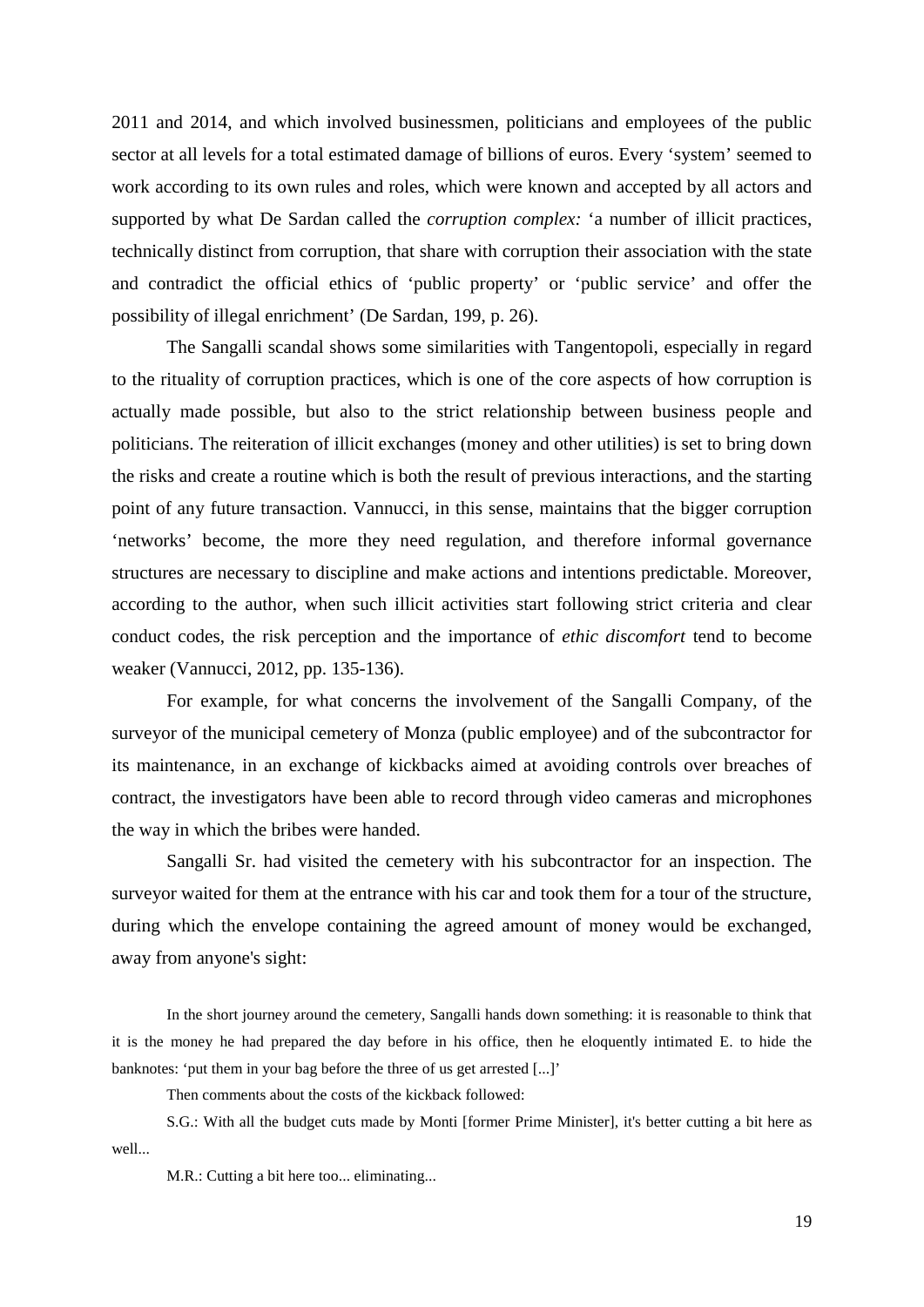2011 and 2014, and which involved businessmen, politicians and employees of the public sector at all levels for a total estimated damage of billions of euros. Every 'system' seemed to work according to its own rules and roles, which were known and accepted by all actors and supported by what De Sardan called the *corruption complex:* 'a number of illicit practices, technically distinct from corruption, that share with corruption their association with the state and contradict the official ethics of 'public property' or 'public service' and offer the possibility of illegal enrichment' (De Sardan, 199, p. 26).

The Sangalli scandal shows some similarities with Tangentopoli, especially in regard to the rituality of corruption practices, which is one of the core aspects of how corruption is actually made possible, but also to the strict relationship between business people and politicians. The reiteration of illicit exchanges (money and other utilities) is set to bring down the risks and create a routine which is both the result of previous interactions, and the starting point of any future transaction. Vannucci, in this sense, maintains that the bigger corruption 'networks' become, the more they need regulation, and therefore informal governance structures are necessary to discipline and make actions and intentions predictable. Moreover, according to the author, when such illicit activities start following strict criteria and clear conduct codes, the risk perception and the importance of *ethic discomfort* tend to become weaker (Vannucci, 2012, pp. 135-136).

For example, for what concerns the involvement of the Sangalli Company, of the surveyor of the municipal cemetery of Monza (public employee) and of the subcontractor for its maintenance, in an exchange of kickbacks aimed at avoiding controls over breaches of contract, the investigators have been able to record through video cameras and microphones the way in which the bribes were handed.

Sangalli Sr. had visited the cemetery with his subcontractor for an inspection. The surveyor waited for them at the entrance with his car and took them for a tour of the structure, during which the envelope containing the agreed amount of money would be exchanged, away from anyone's sight:

> In the short journey around the cemetery, Sangalli hands down something: it is reasonable to think that it is the money he had prepared the day before in his office, then he eloquently intimated E. to hide the banknotes: 'put them in your bag before the three of us get arrested [...]'
>
> Then comments about the costs of the kickback followed:
>
> S.G.: With all the budget cuts made by Monti [former Prime Minister], it's better cutting a bit here as well...
>
> M.R.: Cutting a bit here too... eliminating...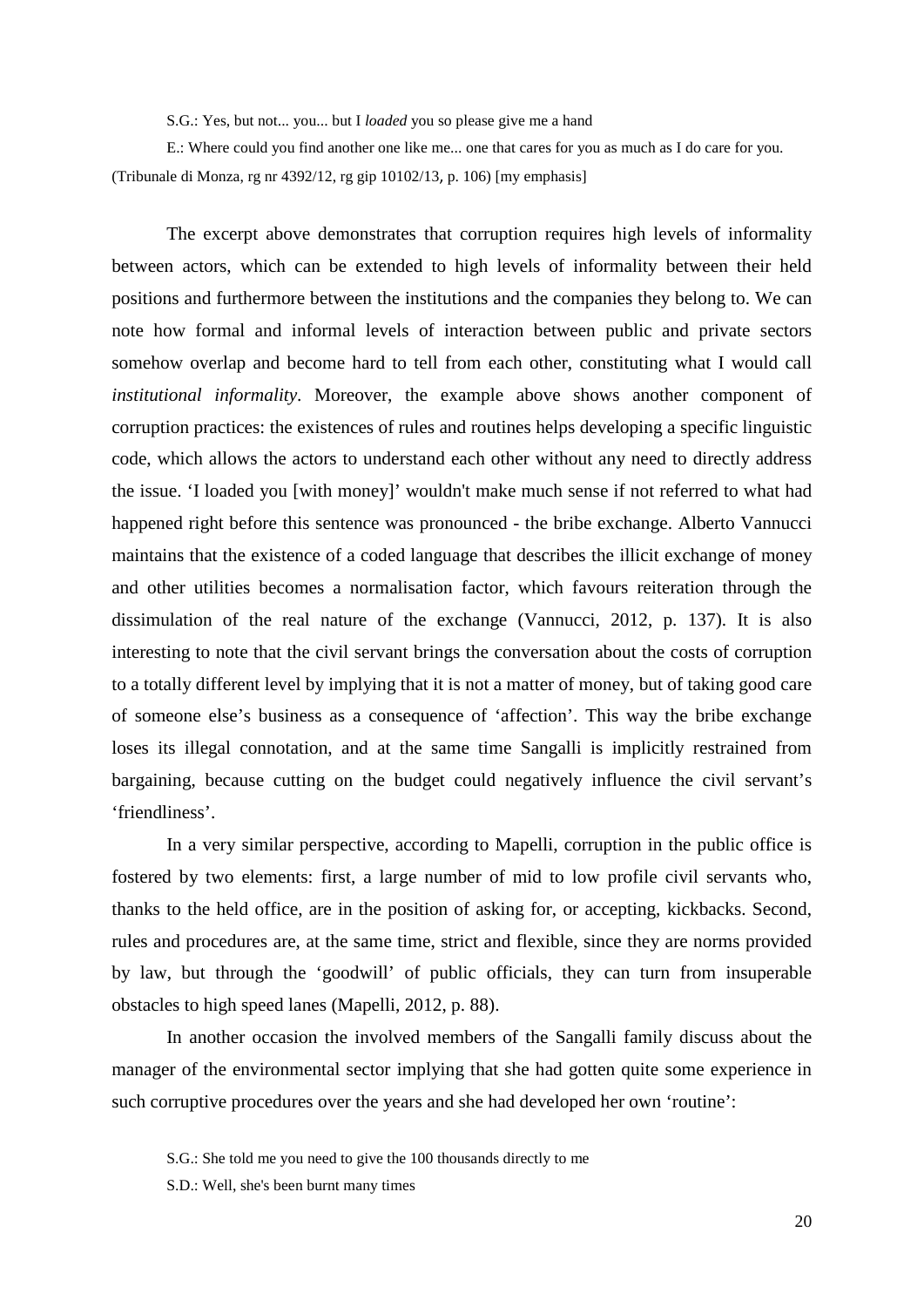S.G.: Yes, but not... you... but I *loaded* you so please give me a hand

E.: Where could you find another one like me... one that cares for you as much as I do care for you.

(Tribunale di Monza, rg nr 4392/12, rg gip 10102/13, p. 106) [my emphasis]

The excerpt above demonstrates that corruption requires high levels of informality between actors, which can be extended to high levels of informality between their held positions and furthermore between the institutions and the companies they belong to. We can note how formal and informal levels of interaction between public and private sectors somehow overlap and become hard to tell from each other, constituting what I would call *institutional informality*. Moreover, the example above shows another component of corruption practices: the existences of rules and routines helps developing a specific linguistic code, which allows the actors to understand each other without any need to directly address the issue. 'I loaded you [with money]' wouldn't make much sense if not referred to what had happened right before this sentence was pronounced - the bribe exchange. Alberto Vannucci maintains that the existence of a coded language that describes the illicit exchange of money and other utilities becomes a normalisation factor, which favours reiteration through the dissimulation of the real nature of the exchange (Vannucci, 2012, p. 137). It is also interesting to note that the civil servant brings the conversation about the costs of corruption to a totally different level by implying that it is not a matter of money, but of taking good care of someone else's business as a consequence of 'affection'. This way the bribe exchange loses its illegal connotation, and at the same time Sangalli is implicitly restrained from bargaining, because cutting on the budget could negatively influence the civil servant's 'friendliness'.

In a very similar perspective, according to Mapelli, corruption in the public office is fostered by two elements: first, a large number of mid to low profile civil servants who, thanks to the held office, are in the position of asking for, or accepting, kickbacks. Second, rules and procedures are, at the same time, strict and flexible, since they are norms provided by law, but through the 'goodwill' of public officials, they can turn from insuperable obstacles to high speed lanes (Mapelli, 2012, p. 88).

In another occasion the involved members of the Sangalli family discuss about the manager of the environmental sector implying that she had gotten quite some experience in such corruptive procedures over the years and she had developed her own 'routine':

S.G.: She told me you need to give the 100 thousands directly to me

S.D.: Well, she's been burnt many times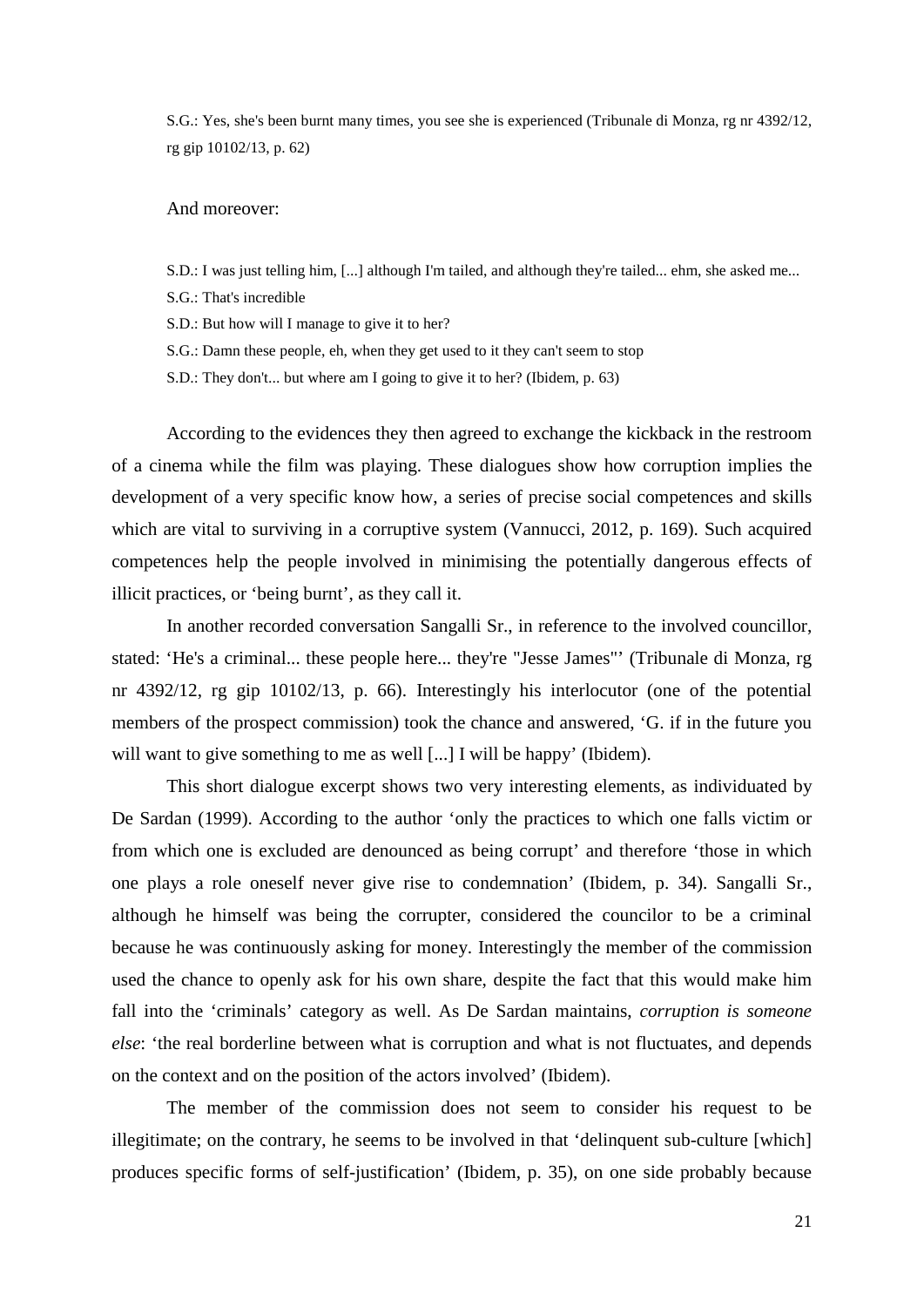S.G.: Yes, she's been burnt many times, you see she is experienced (Tribunale di Monza, rg nr 4392/12, rg gip 10102/13, p. 62)

And moreover:

S.D.: I was just telling him, [...] although I'm tailed, and although they're tailed... ehm, she asked me...

S.G.: That's incredible

S.D.: But how will I manage to give it to her?

S.G.: Damn these people, eh, when they get used to it they can't seem to stop

S.D.: They don't... but where am I going to give it to her? (Ibidem, p. 63)

According to the evidences they then agreed to exchange the kickback in the restroom of a cinema while the film was playing. These dialogues show how corruption implies the development of a very specific know how, a series of precise social competences and skills which are vital to surviving in a corruptive system (Vannucci, 2012, p. 169). Such acquired competences help the people involved in minimising the potentially dangerous effects of illicit practices, or 'being burnt', as they call it.

In another recorded conversation Sangalli Sr., in reference to the involved councillor, stated: 'He's a criminal... these people here... they're "Jesse James"' (Tribunale di Monza, rg nr 4392/12, rg gip 10102/13, p. 66). Interestingly his interlocutor (one of the potential members of the prospect commission) took the chance and answered, 'G. if in the future you will want to give something to me as well [...] I will be happy' (Ibidem).

This short dialogue excerpt shows two very interesting elements, as individuated by De Sardan (1999). According to the author 'only the practices to which one falls victim or from which one is excluded are denounced as being corrupt' and therefore 'those in which one plays a role oneself never give rise to condemnation' (Ibidem, p. 34). Sangalli Sr., although he himself was being the corrupter, considered the councilor to be a criminal because he was continuously asking for money. Interestingly the member of the commission used the chance to openly ask for his own share, despite the fact that this would make him fall into the 'criminals' category as well. As De Sardan maintains, *corruption is someone else*: 'the real borderline between what is corruption and what is not fluctuates, and depends on the context and on the position of the actors involved' (Ibidem).

The member of the commission does not seem to consider his request to be illegitimate; on the contrary, he seems to be involved in that 'delinquent sub-culture [which] produces specific forms of self-justification' (Ibidem, p. 35), on one side probably because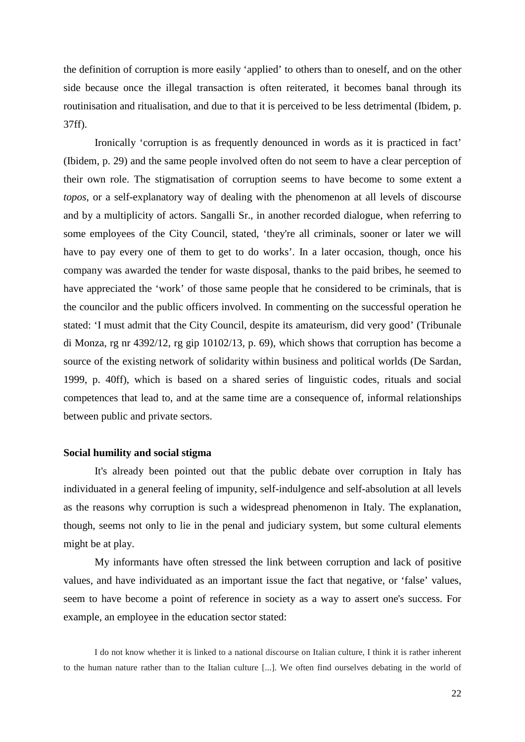the definition of corruption is more easily ‘applied’ to others than to oneself, and on the other side because once the illegal transaction is often reiterated, it becomes banal through its routinisation and ritualisation, and due to that it is perceived to be less detrimental (Ibidem, p. 37ff).

Ironically ‘corruption is as frequently denounced in words as it is practiced in fact’ (Ibidem, p. 29) and the same people involved often do not seem to have a clear perception of their own role. The stigmatisation of corruption seems to have become to some extent a *topos*, or a self-explanatory way of dealing with the phenomenon at all levels of discourse and by a multiplicity of actors. Sangalli Sr., in another recorded dialogue, when referring to some employees of the City Council, stated, ‘they're all criminals, sooner or later we will have to pay every one of them to get to do works’. In a later occasion, though, once his company was awarded the tender for waste disposal, thanks to the paid bribes, he seemed to have appreciated the ‘work’ of those same people that he considered to be criminals, that is the councilor and the public officers involved. In commenting on the successful operation he stated: ‘I must admit that the City Council, despite its amateurism, did very good’ (Tribunale di Monza, rg nr 4392/12, rg gip 10102/13, p. 69), which shows that corruption has become a source of the existing network of solidarity within business and political worlds (De Sardan, 1999, p. 40ff), which is based on a shared series of linguistic codes, rituals and social competences that lead to, and at the same time are a consequence of, informal relationships between public and private sectors.

## Social humility and social stigma

It's already been pointed out that the public debate over corruption in Italy has individuated in a general feeling of impunity, self-indulgence and self-absolution at all levels as the reasons why corruption is such a widespread phenomenon in Italy. The explanation, though, seems not only to lie in the penal and judiciary system, but some cultural elements might be at play.

My informants have often stressed the link between corruption and lack of positive values, and have individuated as an important issue the fact that negative, or ‘false’ values, seem to have become a point of reference in society as a way to assert one's success. For example, an employee in the education sector stated:

> I do not know whether it is linked to a national discourse on Italian culture, I think it is rather inherent to the human nature rather than to the Italian culture [...]. We often find ourselves debating in the world of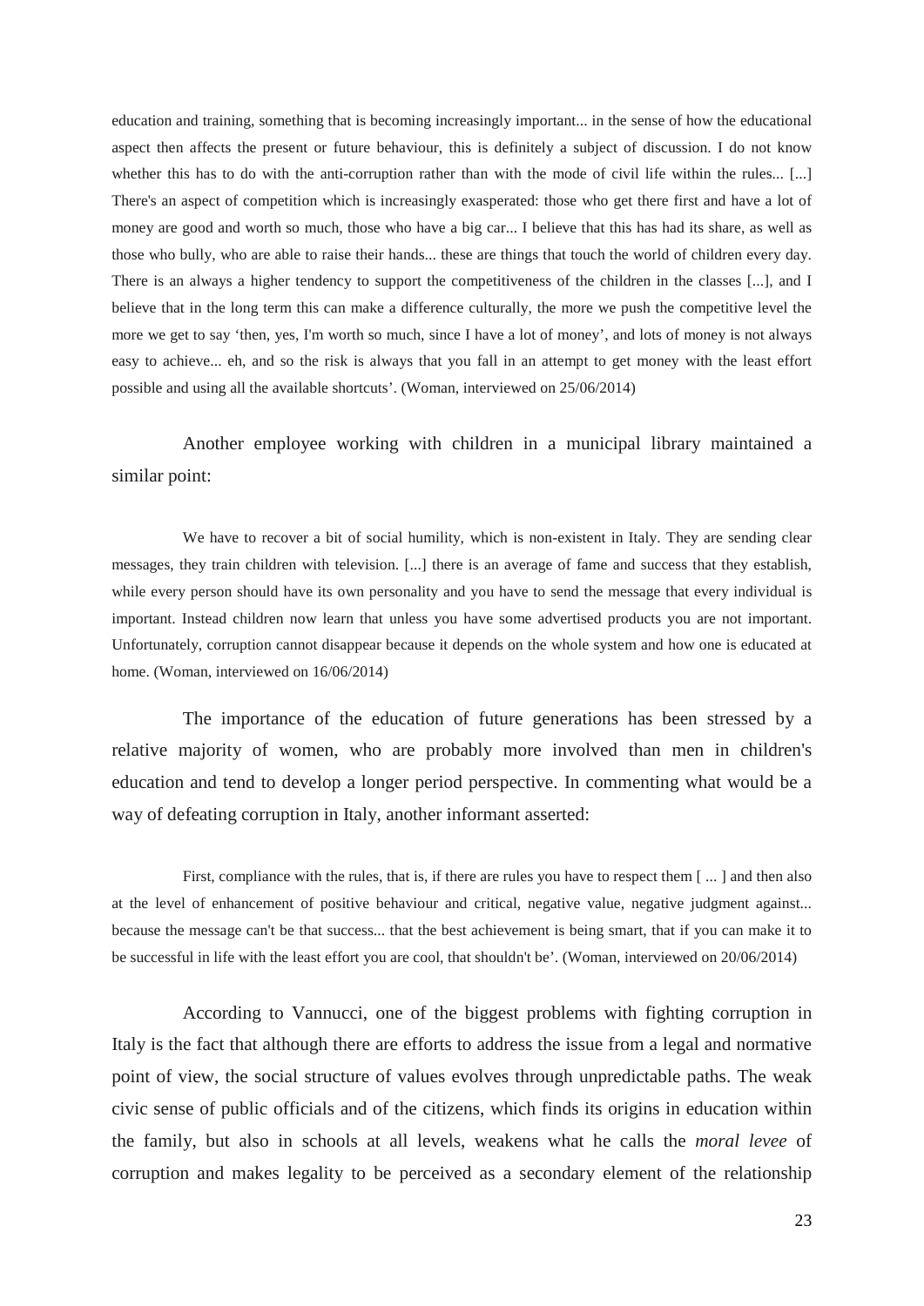education and training, something that is becoming increasingly important... in the sense of how the educational aspect then affects the present or future behaviour, this is definitely a subject of discussion. I do not know whether this has to do with the anti-corruption rather than with the mode of civil life within the rules... [...] There's an aspect of competition which is increasingly exasperated: those who get there first and have a lot of money are good and worth so much, those who have a big car... I believe that this has had its share, as well as those who bully, who are able to raise their hands... these are things that touch the world of children every day. There is an always a higher tendency to support the competitiveness of the children in the classes [...], and I believe that in the long term this can make a difference culturally, the more we push the competitive level the more we get to say 'then, yes, I'm worth so much, since I have a lot of money', and lots of money is not always easy to achieve... eh, and so the risk is always that you fall in an attempt to get money with the least effort possible and using all the available shortcuts'. (Woman, interviewed on 25/06/2014)

Another employee working with children in a municipal library maintained a similar point:

> We have to recover a bit of social humility, which is non-existent in Italy. They are sending clear messages, they train children with television. [...] there is an average of fame and success that they establish, while every person should have its own personality and you have to send the message that every individual is important. Instead children now learn that unless you have some advertised products you are not important. Unfortunately, corruption cannot disappear because it depends on the whole system and how one is educated at home. (Woman, interviewed on 16/06/2014)

The importance of the education of future generations has been stressed by a relative majority of women, who are probably more involved than men in children's education and tend to develop a longer period perspective. In commenting what would be a way of defeating corruption in Italy, another informant asserted:

> First, compliance with the rules, that is, if there are rules you have to respect them [ ... ] and then also at the level of enhancement of positive behaviour and critical, negative value, negative judgment against... because the message can't be that success... that the best achievement is being smart, that if you can make it to be successful in life with the least effort you are cool, that shouldn't be'. (Woman, interviewed on 20/06/2014)

According to Vannucci, one of the biggest problems with fighting corruption in Italy is the fact that although there are efforts to address the issue from a legal and normative point of view, the social structure of values evolves through unpredictable paths. The weak civic sense of public officials and of the citizens, which finds its origins in education within the family, but also in schools at all levels, weakens what he calls the *moral levee* of corruption and makes legality to be perceived as a secondary element of the relationship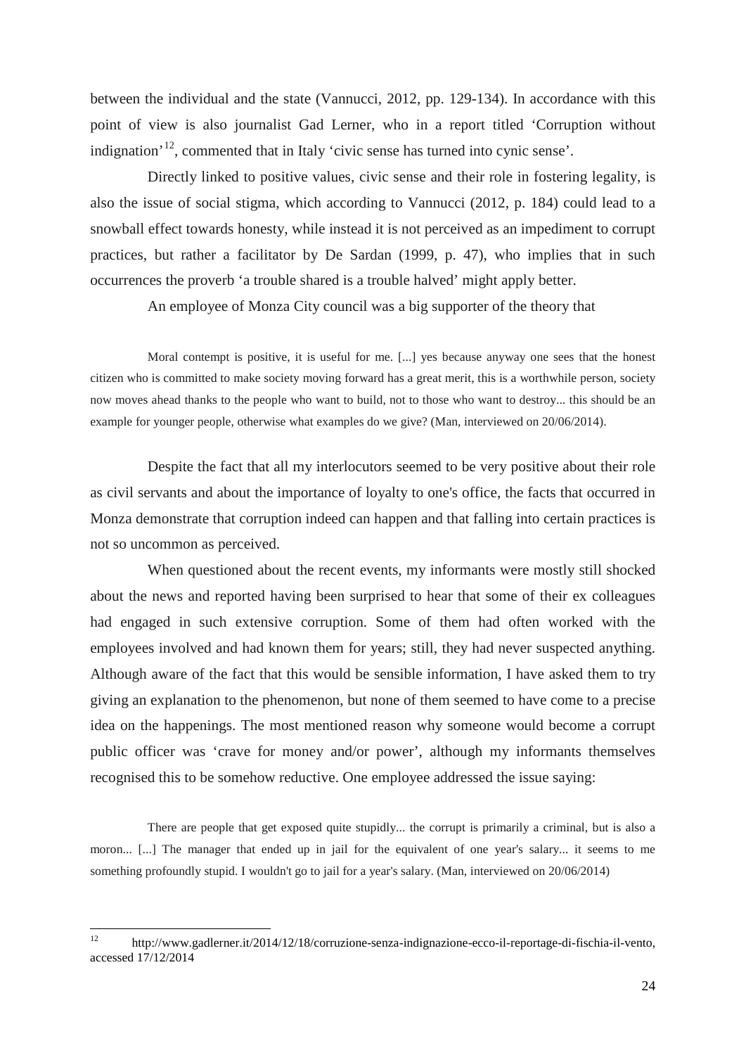between the individual and the state (Vannucci, 2012, pp. 129-134). In accordance with this point of view is also journalist Gad Lerner, who in a report titled 'Corruption without indignation'[12], commented that in Italy 'civic sense has turned into cynic sense'.

Directly linked to positive values, civic sense and their role in fostering legality, is also the issue of social stigma, which according to Vannucci (2012, p. 184) could lead to a snowball effect towards honesty, while instead it is not perceived as an impediment to corrupt practices, but rather a facilitator by De Sardan (1999, p. 47), who implies that in such occurrences the proverb 'a trouble shared is a trouble halved' might apply better.

An employee of Monza City council was a big supporter of the theory that

> Moral contempt is positive, it is useful for me. [...] yes because anyway one sees that the honest citizen who is committed to make society moving forward has a great merit, this is a worthwhile person, society now moves ahead thanks to the people who want to build, not to those who want to destroy... this should be an example for younger people, otherwise what examples do we give? (Man, interviewed on 20/06/2014).

Despite the fact that all my interlocutors seemed to be very positive about their role as civil servants and about the importance of loyalty to one's office, the facts that occurred in Monza demonstrate that corruption indeed can happen and that falling into certain practices is not so uncommon as perceived.

When questioned about the recent events, my informants were mostly still shocked about the news and reported having been surprised to hear that some of their ex colleagues had engaged in such extensive corruption. Some of them had often worked with the employees involved and had known them for years; still, they had never suspected anything. Although aware of the fact that this would be sensible information, I have asked them to try giving an explanation to the phenomenon, but none of them seemed to have come to a precise idea on the happenings. The most mentioned reason why someone would become a corrupt public officer was 'crave for money and/or power', although my informants themselves recognised this to be somehow reductive. One employee addressed the issue saying:

> There are people that get exposed quite stupidly... the corrupt is primarily a criminal, but is also a moron... [...] The manager that ended up in jail for the equivalent of one year's salary... it seems to me something profoundly stupid. I wouldn't go to jail for a year's salary. (Man, interviewed on 20/06/2014)

---

[12] http://www.gadlerner.it/2014/12/18/corruzione-senza-indignazione-ecco-il-reportage-di-fischia-il-vento, accessed 17/12/2014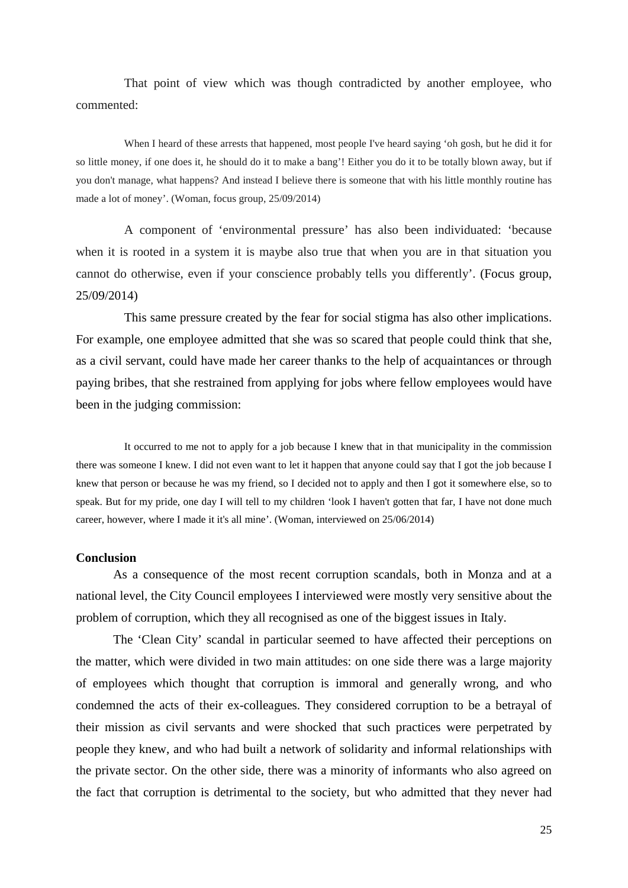That point of view which was though contradicted by another employee, who commented:

> When I heard of these arrests that happened, most people I've heard saying 'oh gosh, but he did it for so little money, if one does it, he should do it to make a bang'! Either you do it to be totally blown away, but if you don't manage, what happens? And instead I believe there is someone that with his little monthly routine has made a lot of money'. (Woman, focus group, 25/09/2014)

A component of 'environmental pressure' has also been individuated: 'because when it is rooted in a system it is maybe also true that when you are in that situation you cannot do otherwise, even if your conscience probably tells you differently'. (Focus group, 25/09/2014)

This same pressure created by the fear for social stigma has also other implications. For example, one employee admitted that she was so scared that people could think that she, as a civil servant, could have made her career thanks to the help of acquaintances or through paying bribes, that she restrained from applying for jobs where fellow employees would have been in the judging commission:

> It occurred to me not to apply for a job because I knew that in that municipality in the commission there was someone I knew. I did not even want to let it happen that anyone could say that I got the job because I knew that person or because he was my friend, so I decided not to apply and then I got it somewhere else, so to speak. But for my pride, one day I will tell to my children 'look I haven't gotten that far, I have not done much career, however, where I made it it's all mine'. (Woman, interviewed on 25/06/2014)

## Conclusion

As a consequence of the most recent corruption scandals, both in Monza and at a national level, the City Council employees I interviewed were mostly very sensitive about the problem of corruption, which they all recognised as one of the biggest issues in Italy.

The 'Clean City' scandal in particular seemed to have affected their perceptions on the matter, which were divided in two main attitudes: on one side there was a large majority of employees which thought that corruption is immoral and generally wrong, and who condemned the acts of their ex-colleagues. They considered corruption to be a betrayal of their mission as civil servants and were shocked that such practices were perpetrated by people they knew, and who had built a network of solidarity and informal relationships with the private sector. On the other side, there was a minority of informants who also agreed on the fact that corruption is detrimental to the society, but who admitted that they never had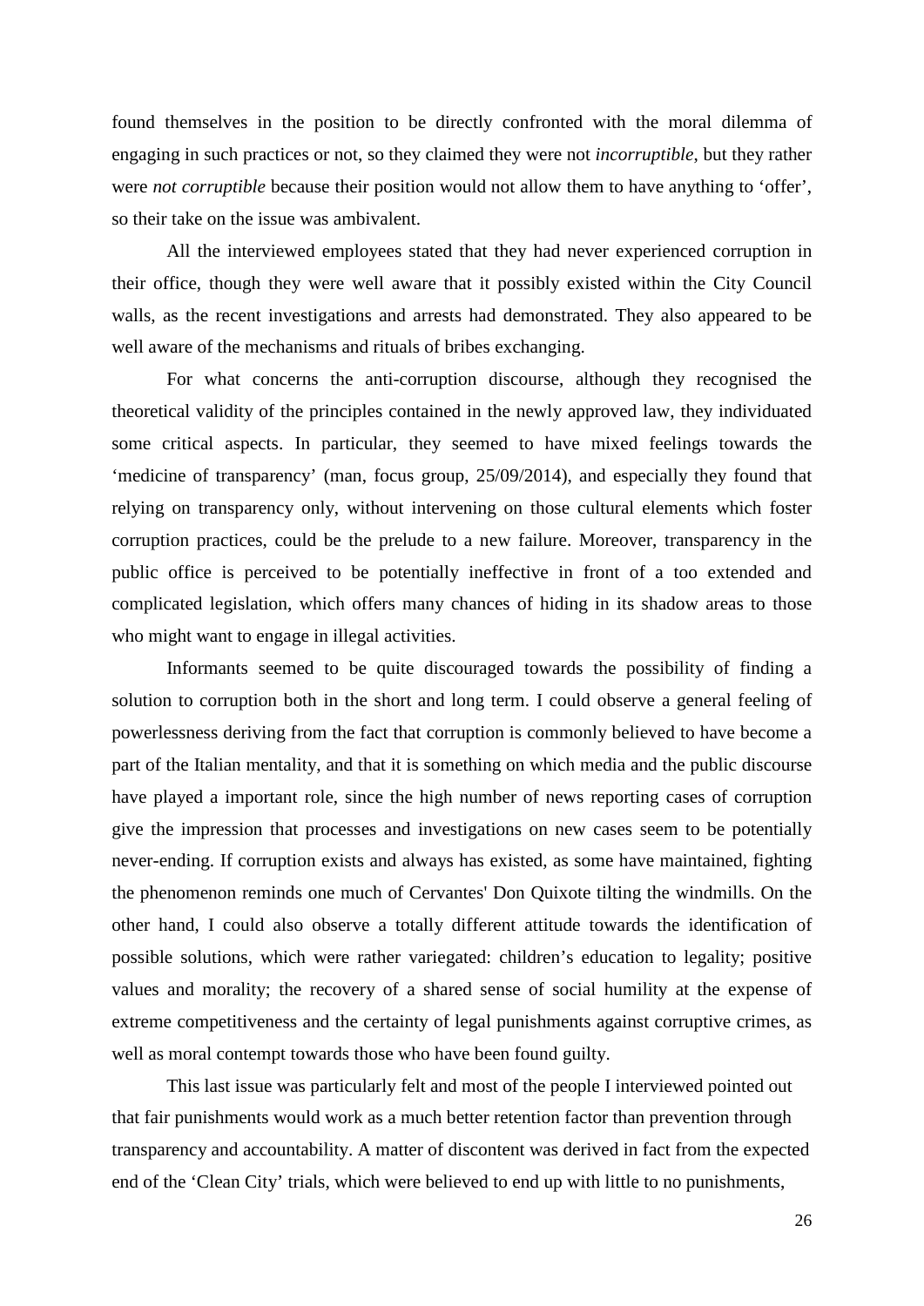found themselves in the position to be directly confronted with the moral dilemma of engaging in such practices or not, so they claimed they were not *incorruptible*, but they rather were *not corruptible* because their position would not allow them to have anything to 'offer', so their take on the issue was ambivalent.

All the interviewed employees stated that they had never experienced corruption in their office, though they were well aware that it possibly existed within the City Council walls, as the recent investigations and arrests had demonstrated. They also appeared to be well aware of the mechanisms and rituals of bribes exchanging.

For what concerns the anti-corruption discourse, although they recognised the theoretical validity of the principles contained in the newly approved law, they individuated some critical aspects. In particular, they seemed to have mixed feelings towards the 'medicine of transparency' (man, focus group, 25/09/2014), and especially they found that relying on transparency only, without intervening on those cultural elements which foster corruption practices, could be the prelude to a new failure. Moreover, transparency in the public office is perceived to be potentially ineffective in front of a too extended and complicated legislation, which offers many chances of hiding in its shadow areas to those who might want to engage in illegal activities.

Informants seemed to be quite discouraged towards the possibility of finding a solution to corruption both in the short and long term. I could observe a general feeling of powerlessness deriving from the fact that corruption is commonly believed to have become a part of the Italian mentality, and that it is something on which media and the public discourse have played a important role, since the high number of news reporting cases of corruption give the impression that processes and investigations on new cases seem to be potentially never-ending. If corruption exists and always has existed, as some have maintained, fighting the phenomenon reminds one much of Cervantes' Don Quixote tilting the windmills. On the other hand, I could also observe a totally different attitude towards the identification of possible solutions, which were rather variegated: children's education to legality; positive values and morality; the recovery of a shared sense of social humility at the expense of extreme competitiveness and the certainty of legal punishments against corruptive crimes, as well as moral contempt towards those who have been found guilty.

This last issue was particularly felt and most of the people I interviewed pointed out that fair punishments would work as a much better retention factor than prevention through transparency and accountability. A matter of discontent was derived in fact from the expected end of the 'Clean City' trials, which were believed to end up with little to no punishments,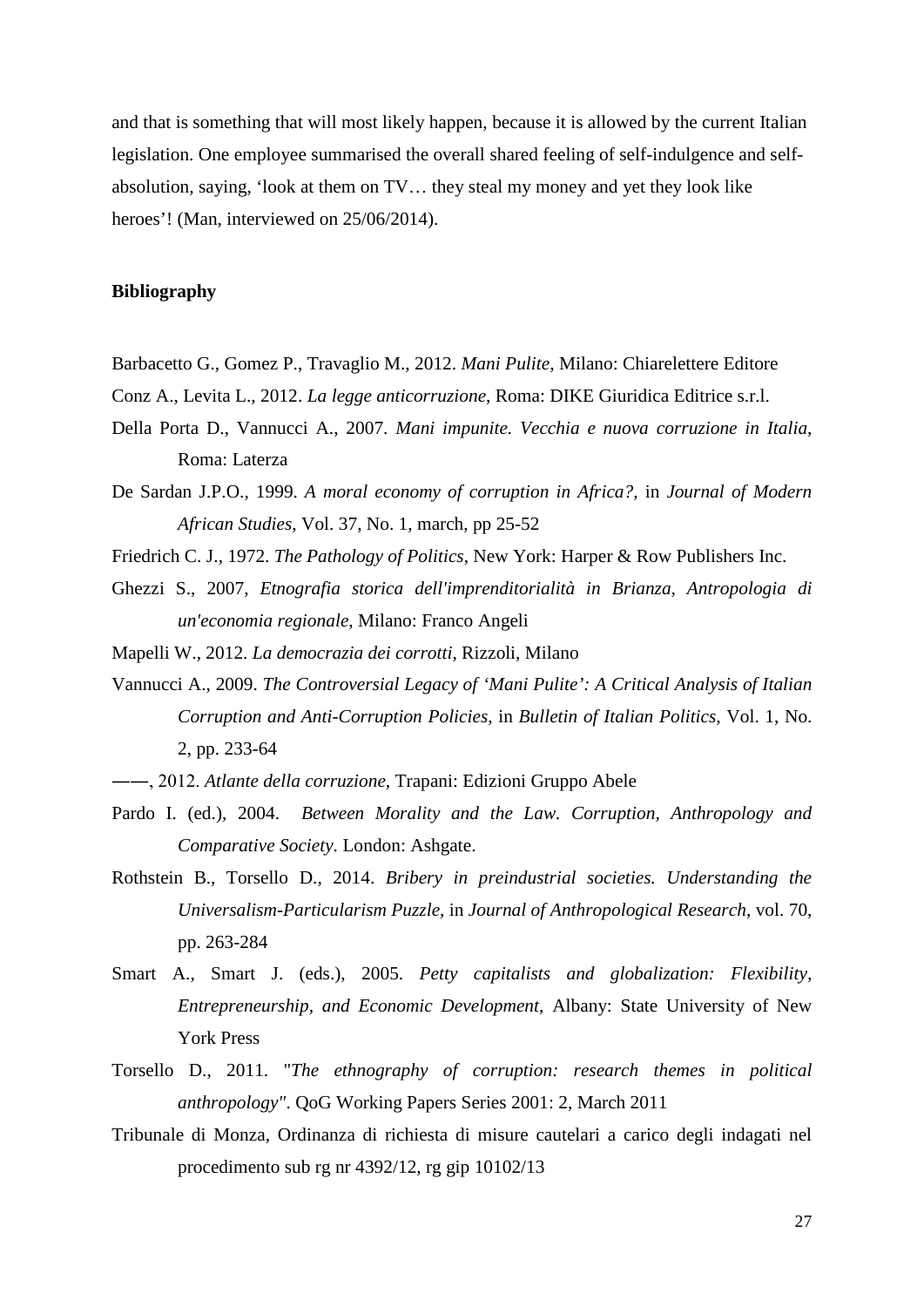and that is something that will most likely happen, because it is allowed by the current Italian legislation. One employee summarised the overall shared feeling of self-indulgence and self-absolution, saying, 'look at them on TV… they steal my money and yet they look like heroes'! (Man, interviewed on 25/06/2014).

**Bibliography**

Barbacetto G., Gomez P., Travaglio M., 2012. *Mani Pulite*, Milano: Chiarelettere Editore

Conz A., Levita L., 2012. *La legge anticorruzione*, Roma: DIKE Giuridica Editrice s.r.l.

Della Porta D., Vannucci A., 2007. *Mani impunite. Vecchia e nuova corruzione in Italia*, Roma: Laterza

De Sardan J.P.O., 1999. *A moral economy of corruption in Africa?*, in *Journal of Modern African Studies*, Vol. 37, No. 1, march, pp 25-52

Friedrich C. J., 1972. *The Pathology of Politics*, New York: Harper & Row Publishers Inc.

Ghezzi S., 2007, *Etnografia storica dell'imprenditorialità in Brianza, Antropologia di un'economia regionale*, Milano: Franco Angeli

Mapelli W., 2012. *La democrazia dei corrotti*, Rizzoli, Milano

Vannucci A., 2009. *The Controversial Legacy of 'Mani Pulite': A Critical Analysis of Italian Corruption and Anti-Corruption Policies*, in *Bulletin of Italian Politics*, Vol. 1, No. 2, pp. 233-64

——, 2012. *Atlante della corruzione*, Trapani: Edizioni Gruppo Abele

Pardo I. (ed.), 2004. *Between Morality and the Law. Corruption, Anthropology and Comparative Society*. London: Ashgate.

Rothstein B., Torsello D., 2014. *Bribery in preindustrial societies. Understanding the Universalism-Particularism Puzzle*, in *Journal of Anthropological Research*, vol. 70, pp. 263-284

Smart A., Smart J. (eds.), 2005. *Petty capitalists and globalization: Flexibility, Entrepreneurship, and Economic Development*, Albany: State University of New York Press

Torsello D., 2011. "*The ethnography of corruption: research themes in political anthropology"*. QoG Working Papers Series 2001: 2, March 2011

Tribunale di Monza, Ordinanza di richiesta di misure cautelari a carico degli indagati nel procedimento sub rg nr 4392/12, rg gip 10102/13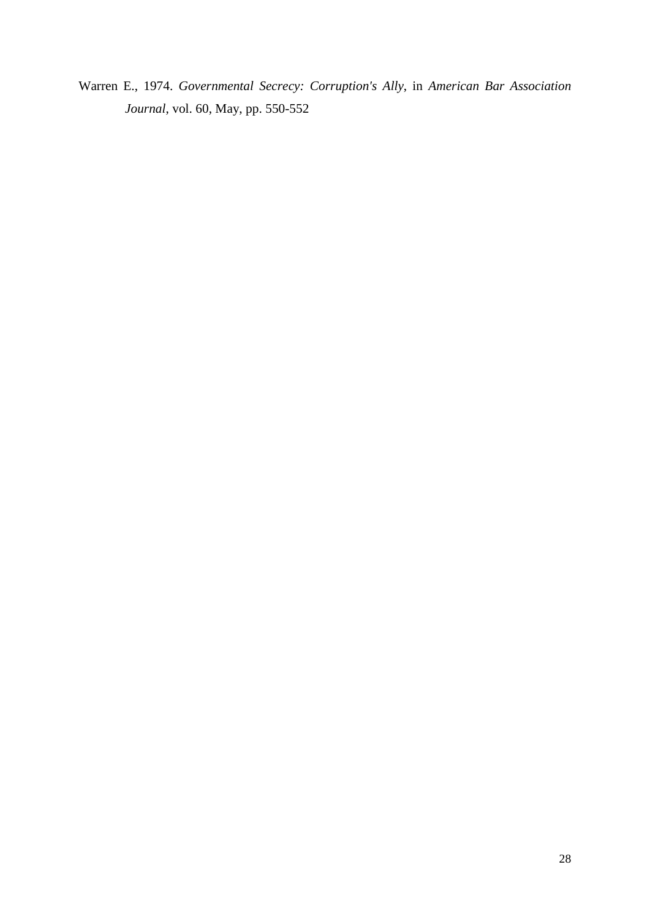Warren E., 1974. *Governmental Secrecy: Corruption's Ally*, in *American Bar Association Journal*, vol. 60, May, pp. 550-552